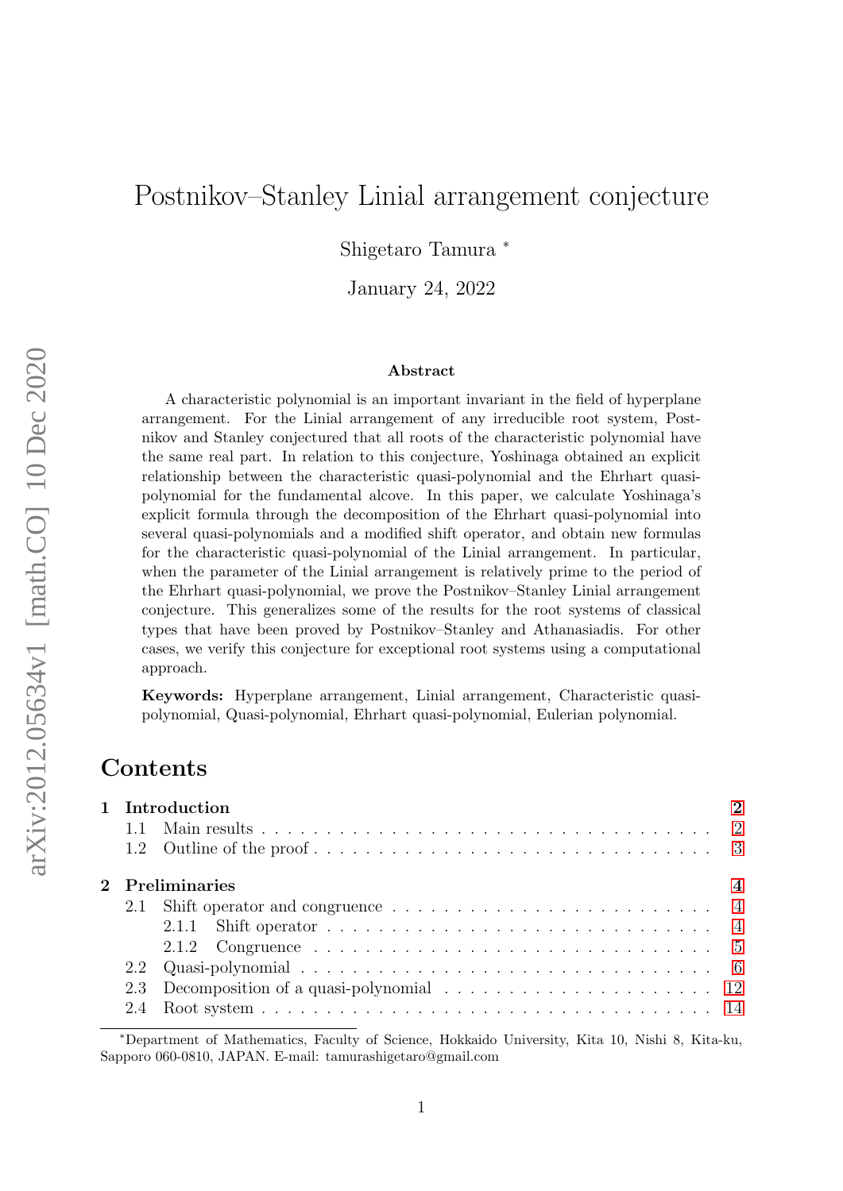# Postnikov–Stanley Linial arrangement conjecture

Shigetaro Tamura [*]

January 24, 2022

### Abstract

A characteristic polynomial is an important invariant in the field of hyperplane arrangement. For the Linial arrangement of any irreducible root system, Postnikov and Stanley conjectured that all roots of the characteristic polynomial have the same real part. In relation to this conjecture, Yoshinaga obtained an explicit relationship between the characteristic quasi-polynomial and the Ehrhart quasi-polynomial for the fundamental alcove. In this paper, we calculate Yoshinaga's explicit formula through the decomposition of the Ehrhart quasi-polynomial into several quasi-polynomials and a modified shift operator, and obtain new formulas for the characteristic quasi-polynomial of the Linial arrangement. In particular, when the parameter of the Linial arrangement is relatively prime to the period of the Ehrhart quasi-polynomial, we prove the Postnikov–Stanley Linial arrangement conjecture. This generalizes some of the results for the root systems of classical types that have been proved by Postnikov–Stanley and Athanasiadis. For other cases, we verify this conjecture for exceptional root systems using a computational approach.

**Keywords:** Hyperplane arrangement, Linial arrangement, Characteristic quasi-polynomial, Quasi-polynomial, Ehrhart quasi-polynomial, Eulerian polynomial.

## Contents

**1 Introduction** 2
- 1.1 Main results 2
- 1.2 Outline of the proof 3

**2 Preliminaries** 4
- 2.1 Shift operator and congruence 4
  - 2.1.1 Shift operator 4
  - 2.1.2 Congruence 5
- 2.2 Quasi-polynomial 6
- 2.3 Decomposition of a quasi-polynomial 12
- 2.4 Root system 14

[*]Department of Mathematics, Faculty of Science, Hokkaido University, Kita 10, Nishi 8, Kita-ku, Sapporo 060-0810, JAPAN. E-mail: tamurashigetaro@gmail.com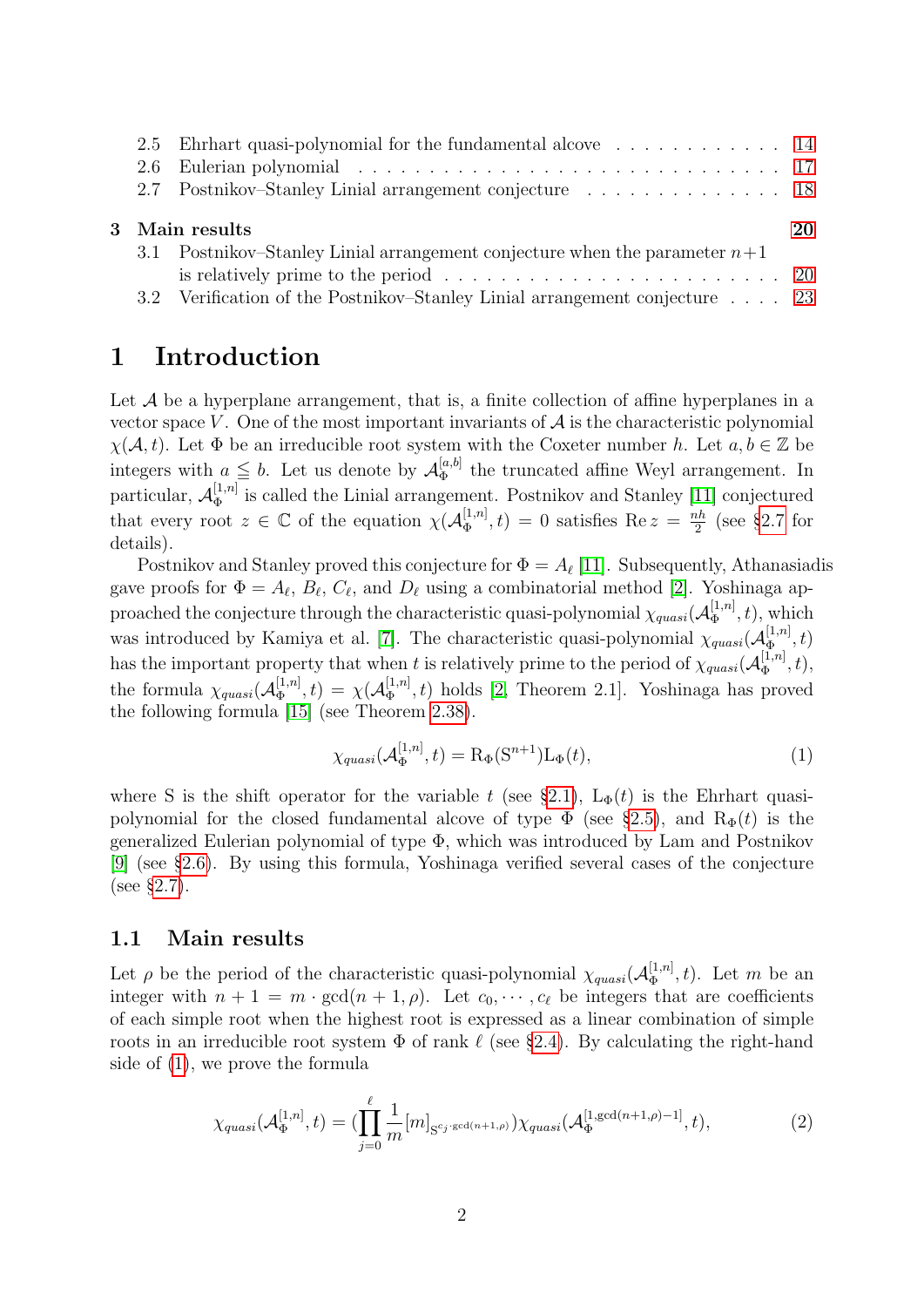2.5 Ehrhart quasi-polynomial for the fundamental alcove . . . . . . . . . . . . 14
2.6 Eulerian polynomial . . . . . . . . . . . . . . . . . . . . . . . . . . . . . 17
2.7 Postnikov–Stanley Linial arrangement conjecture . . . . . . . . . . . . . . 18

**3 Main results** **20**
3.1 Postnikov–Stanley Linial arrangement conjecture when the parameter $n+1$ is relatively prime to the period . . . . . . . . . . . . . . . . . . . . . . . . . 20
3.2 Verification of the Postnikov–Stanley Linial arrangement conjecture . . . . 23

# 1 Introduction

Let $\mathcal{A}$ be a hyperplane arrangement, that is, a finite collection of affine hyperplanes in a vector space $V$. One of the most important invariants of $\mathcal{A}$ is the characteristic polynomial $\chi(\mathcal{A}, t)$. Let $\Phi$ be an irreducible root system with the Coxeter number $h$. Let $a, b \in \mathbb{Z}$ be integers with $a \leqq b$. Let us denote by $\mathcal{A}_\Phi^{[a,b]}$ the truncated affine Weyl arrangement. In particular, $\mathcal{A}_\Phi^{[1,n]}$ is called the Linial arrangement. Postnikov and Stanley [11] conjectured that every root $z \in \mathbb{C}$ of the equation $\chi(\mathcal{A}_\Phi^{[1,n]}, t) = 0$ satisfies $\operatorname{Re} z = \frac{nh}{2}$ (see §2.7 for details).

Postnikov and Stanley proved this conjecture for $\Phi = A_\ell$ [11]. Subsequently, Athanasiadis gave proofs for $\Phi = A_\ell$, $B_\ell$, $C_\ell$, and $D_\ell$ using a combinatorial method [2]. Yoshinaga approached the conjecture through the characteristic quasi-polynomial $\chi_{quasi}(\mathcal{A}_\Phi^{[1,n]}, t)$, which was introduced by Kamiya et al. [7]. The characteristic quasi-polynomial $\chi_{quasi}(\mathcal{A}_\Phi^{[1,n]}, t)$ has the important property that when $t$ is relatively prime to the period of $\chi_{quasi}(\mathcal{A}_\Phi^{[1,n]}, t)$, the formula $\chi_{quasi}(\mathcal{A}_\Phi^{[1,n]}, t) = \chi(\mathcal{A}_\Phi^{[1,n]}, t)$ holds [2, Theorem 2.1]. Yoshinaga has proved the following formula [15] (see Theorem 2.38).

$$\chi_{quasi}(\mathcal{A}_\Phi^{[1,n]}, t) = \mathrm{R}_\Phi(\mathrm{S}^{n+1})\mathrm{L}_\Phi(t), \tag{1}$$

where $\mathrm{S}$ is the shift operator for the variable $t$ (see §2.1), $\mathrm{L}_\Phi(t)$ is the Ehrhart quasi-polynomial for the closed fundamental alcove of type $\Phi$ (see §2.5), and $\mathrm{R}_\Phi(t)$ is the generalized Eulerian polynomial of type $\Phi$, which was introduced by Lam and Postnikov [9] (see §2.6). By using this formula, Yoshinaga verified several cases of the conjecture (see §2.7).

## 1.1 Main results

Let $\rho$ be the period of the characteristic quasi-polynomial $\chi_{quasi}(\mathcal{A}_\Phi^{[1,n]}, t)$. Let $m$ be an integer with $n+1 = m \cdot \gcd(n+1, \rho)$. Let $c_0, \cdots, c_\ell$ be integers that are coefficients of each simple root when the highest root is expressed as a linear combination of simple roots in an irreducible root system $\Phi$ of rank $\ell$ (see §2.4). By calculating the right-hand side of (1), we prove the formula

$$\chi_{quasi}(\mathcal{A}_\Phi^{[1,n]}, t) = \Big(\prod_{j=0}^{\ell} \frac{1}{m}[m]_{\mathrm{S}^{c_j \cdot \gcd(n+1,\rho)}}\Big)\chi_{quasi}(\mathcal{A}_\Phi^{[1,\gcd(n+1,\rho)-1]}, t), \tag{2}$$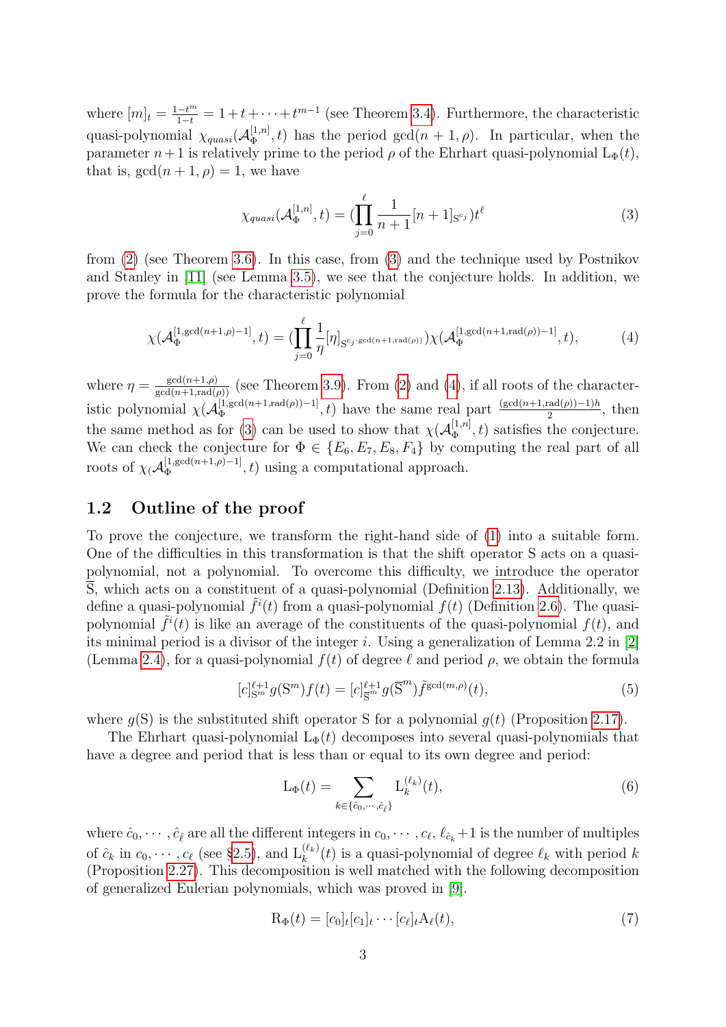where $[m]_t = \frac{1-t^m}{1-t} = 1+t+\cdots+t^{m-1}$ (see Theorem 3.4). Furthermore, the characteristic quasi-polynomial $\chi_{quasi}(\mathcal{A}_\Phi^{[1,n]}, t)$ has the period $\gcd(n+1, \rho)$. In particular, when the parameter $n+1$ is relatively prime to the period $\rho$ of the Ehrhart quasi-polynomial $\mathrm{L}_\Phi(t)$, that is, $\gcd(n+1, \rho) = 1$, we have

$$\chi_{quasi}(\mathcal{A}_\Phi^{[1,n]}, t) = (\prod_{j=0}^{\ell} \frac{1}{n+1}[n+1]_{\mathrm{S}^{c_j}})t^{\ell} \tag{3}$$

from (2) (see Theorem 3.6). In this case, from (3) and the technique used by Postnikov and Stanley in [11] (see Lemma 3.5), we see that the conjecture holds. In addition, we prove the formula for the characteristic polynomial

$$\chi(\mathcal{A}_\Phi^{[1,\gcd(n+1,\rho)-1]}, t) = (\prod_{j=0}^{\ell} \frac{1}{\eta}[\eta]_{\mathrm{S}^{c_j \cdot \gcd(n+1,\mathrm{rad}(\rho))}})\chi(\mathcal{A}_\Phi^{[1,\gcd(n+1,\mathrm{rad}(\rho))-1]}, t), \tag{4}$$

where $\eta = \frac{\gcd(n+1,\rho)}{\gcd(n+1,\mathrm{rad}(\rho))}$ (see Theorem 3.9). From (2) and (4), if all roots of the characteristic polynomial $\chi(\mathcal{A}_\Phi^{[1,\gcd(n+1,\mathrm{rad}(\rho))-1]}, t)$ have the same real part $\frac{(\gcd(n+1,\mathrm{rad}(\rho))-1)h}{2}$, then the same method as for (3) can be used to show that $\chi(\mathcal{A}_\Phi^{[1,n]}, t)$ satisfies the conjecture. We can check the conjecture for $\Phi \in \{E_6, E_7, E_8, F_4\}$ by computing the real part of all roots of $\chi_(\mathcal{A}_\Phi^{[1,\gcd(n+1,\rho)-1]}, t)$ using a computational approach.

## 1.2 Outline of the proof

To prove the conjecture, we transform the right-hand side of (1) into a suitable form. One of the difficulties in this transformation is that the shift operator S acts on a quasi-polynomial, not a polynomial. To overcome this difficulty, we introduce the operator $\overline{\mathrm{S}}$, which acts on a constituent of a quasi-polynomial (Definition 2.13). Additionally, we define a quasi-polynomial $\tilde{f}^i(t)$ from a quasi-polynomial $f(t)$ (Definition 2.6). The quasi-polynomial $\tilde{f}^i(t)$ is like an average of the constituents of the quasi-polynomial $f(t)$, and its minimal period is a divisor of the integer $i$. Using a generalization of Lemma 2.2 in [2] (Lemma 2.4), for a quasi-polynomial $f(t)$ of degree $\ell$ and period $\rho$, we obtain the formula

$$[c]_{\mathrm{S}^m}^{\ell+1} g(\mathrm{S}^m) f(t) = [c]_{\overline{\mathrm{S}}^m}^{\ell+1} g(\overline{\mathrm{S}}^m) \tilde{f}^{\gcd(m,\rho)}(t), \tag{5}$$

where $g(\mathrm{S})$ is the substituted shift operator S for a polynomial $g(t)$ (Proposition 2.17).

The Ehrhart quasi-polynomial $\mathrm{L}_\Phi(t)$ decomposes into several quasi-polynomials that have a degree and period that is less than or equal to its own degree and period:

$$\mathrm{L}_\Phi(t) = \sum_{k \in \{\hat{c}_0, \cdots, \hat{c}_{\hat{\ell}}\}} \mathrm{L}_k^{(\ell_k)}(t), \tag{6}$$

where $\hat{c}_0, \cdots, \hat{c}_{\hat{\ell}}$ are all the different integers in $c_0, \cdots, c_\ell$, $\ell_{\hat{c}_k}+1$ is the number of multiples of $\hat{c}_k$ in $c_0, \cdots, c_\ell$ (see §2.5), and $\mathrm{L}_k^{(\ell_k)}(t)$ is a quasi-polynomial of degree $\ell_k$ with period $k$ (Proposition 2.27). This decomposition is well matched with the following decomposition of generalized Eulerian polynomials, which was proved in [9].

$$\mathrm{R}_\Phi(t) = [c_0]_t[c_1]_t \cdots [c_\ell]_t \mathrm{A}_\ell(t), \tag{7}$$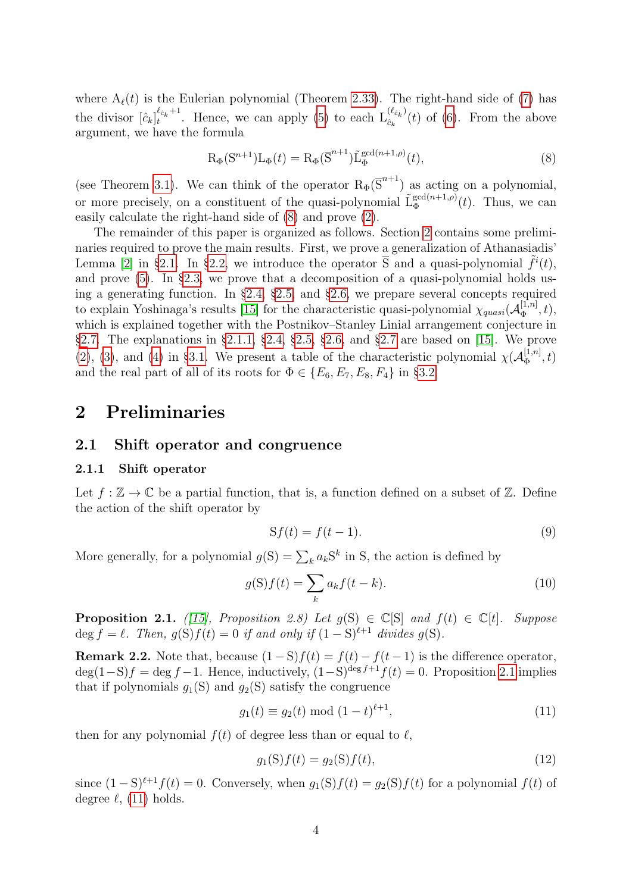where $\mathrm{A}_\ell(t)$ is the Eulerian polynomial (Theorem 2.33). The right-hand side of (7) has the divisor $[\hat{c}_k]_t^{\ell_{\hat{c}_k}+1}$. Hence, we can apply (5) to each $\mathrm{L}_{\hat{c}_k}^{(\ell_{\hat{c}_k})}(t)$ of (6). From the above argument, we have the formula

$$\mathrm{R}_\Phi(\mathrm{S}^{n+1})\mathrm{L}_\Phi(t) = \mathrm{R}_\Phi(\overline{\mathrm{S}}^{n+1})\tilde{\mathrm{L}}_\Phi^{\gcd(n+1,\rho)}(t), \tag{8}$$

(see Theorem 3.1). We can think of the operator $\mathrm{R}_\Phi(\overline{\mathrm{S}}^{n+1})$ as acting on a polynomial, or more precisely, on a constituent of the quasi-polynomial $\tilde{\mathrm{L}}_\Phi^{\gcd(n+1,\rho)}(t)$. Thus, we can easily calculate the right-hand side of (8) and prove (2).

The remainder of this paper is organized as follows. Section 2 contains some preliminaries required to prove the main results. First, we prove a generalization of Athanasiadis' Lemma [2] in §2.1. In §2.2, we introduce the operator $\overline{\mathrm{S}}$ and a quasi-polynomial $\tilde{f}^i(t)$, and prove (5). In §2.3, we prove that a decomposition of a quasi-polynomial holds using a generating function. In §2.4, §2.5, and §2.6, we prepare several concepts required to explain Yoshinaga's results [15] for the characteristic quasi-polynomial $\chi_{quasi}(\mathcal{A}_\Phi^{[1,n]}, t)$, which is explained together with the Postnikov–Stanley Linial arrangement conjecture in §2.7. The explanations in §2.1.1, §2.4, §2.5, §2.6, and §2.7 are based on [15]. We prove (2), (3), and (4) in §3.1. We present a table of the characteristic polynomial $\chi(\mathcal{A}_\Phi^{[1,n]}, t)$ and the real part of all of its roots for $\Phi \in \{E_6, E_7, E_8, F_4\}$ in §3.2.

# 2 Preliminaries

## 2.1 Shift operator and congruence

### 2.1.1 Shift operator

Let $f : \mathbb{Z} \to \mathbb{C}$ be a partial function, that is, a function defined on a subset of $\mathbb{Z}$. Define the action of the shift operator by

$$\mathrm{S}f(t) = f(t-1). \tag{9}$$

More generally, for a polynomial $g(\mathrm{S}) = \sum_k a_k \mathrm{S}^k$ in S, the action is defined by

$$g(\mathrm{S})f(t) = \sum_k a_k f(t-k). \tag{10}$$

**Proposition 2.1.** *([15], Proposition 2.8) Let $g(\mathrm{S}) \in \mathbb{C}[\mathrm{S}]$ and $f(t) \in \mathbb{C}[t]$. Suppose $\deg f = \ell$. Then, $g(\mathrm{S})f(t) = 0$ if and only if $(1-\mathrm{S})^{\ell+1}$ divides $g(\mathrm{S})$.*

**Remark 2.2.** Note that, because $(1-\mathrm{S})f(t) = f(t) - f(t-1)$ is the difference operator, $\deg(1-\mathrm{S})f = \deg f - 1$. Hence, inductively, $(1-\mathrm{S})^{\deg f+1}f(t) = 0$. Proposition 2.1 implies that if polynomials $g_1(\mathrm{S})$ and $g_2(\mathrm{S})$ satisfy the congruence

$$g_1(t) \equiv g_2(t) \bmod (1-t)^{\ell+1}, \tag{11}$$

then for any polynomial $f(t)$ of degree less than or equal to $\ell$,

$$g_1(\mathrm{S})f(t) = g_2(\mathrm{S})f(t), \tag{12}$$

since $(1-\mathrm{S})^{\ell+1}f(t) = 0$. Conversely, when $g_1(\mathrm{S})f(t) = g_2(\mathrm{S})f(t)$ for a polynomial $f(t)$ of degree $\ell$, (11) holds.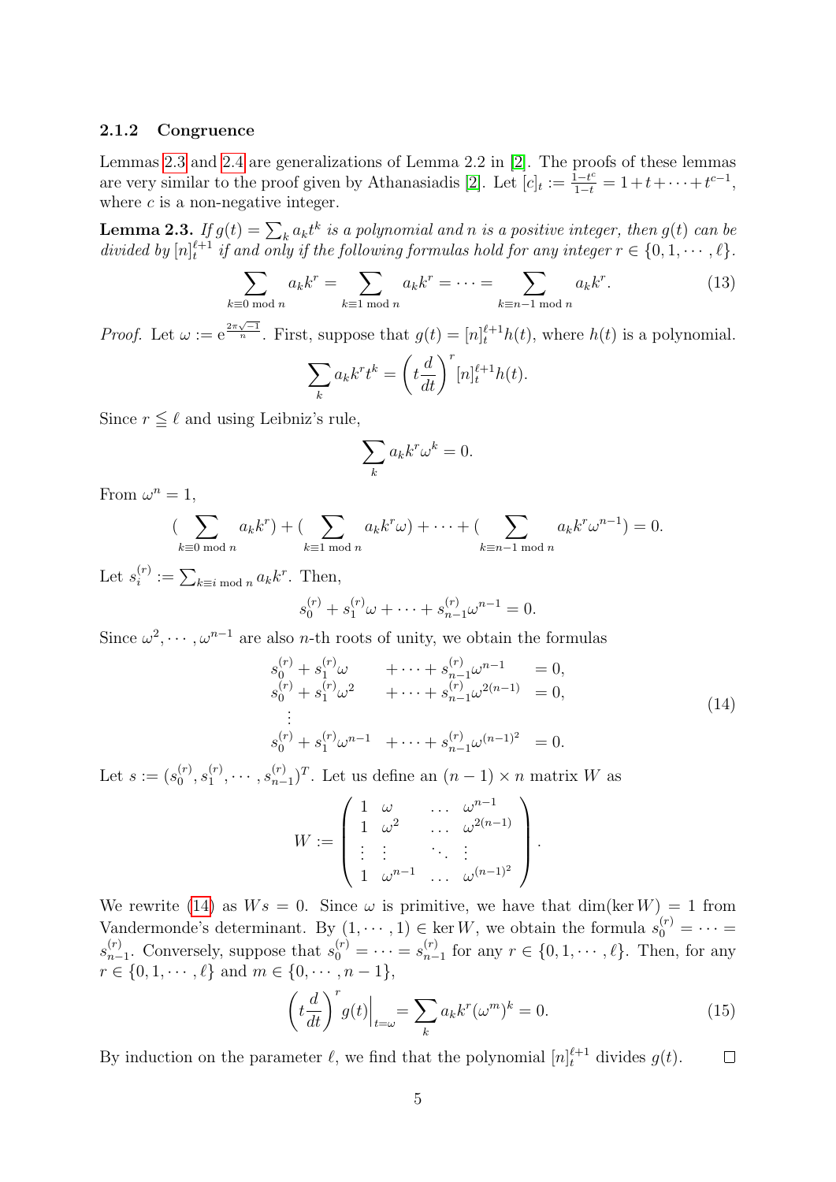### 2.1.2 Congruence

Lemmas 2.3 and 2.4 are generalizations of Lemma 2.2 in [2]. The proofs of these lemmas are very similar to the proof given by Athanasiadis [2]. Let $[c]_t := \frac{1-t^c}{1-t} = 1+t+\cdots+t^{c-1}$, where $c$ is a non-negative integer.

**Lemma 2.3.** *If $g(t) = \sum_k a_k t^k$ is a polynomial and $n$ is a positive integer, then $g(t)$ can be divided by $[n]_t^{\ell+1}$ if and only if the following formulas hold for any integer $r \in \{0, 1, \cdots, \ell\}$.*

$$\sum_{k \equiv 0 \bmod n} a_k k^r = \sum_{k \equiv 1 \bmod n} a_k k^r = \cdots = \sum_{k \equiv n-1 \bmod n} a_k k^r. \tag{13}$$

*Proof.* Let $\omega := e^{\frac{2\pi\sqrt{-1}}{n}}$. First, suppose that $g(t) = [n]_t^{\ell+1} h(t)$, where $h(t)$ is a polynomial.

$$\sum_k a_k k^r t^k = \left(t\frac{d}{dt}\right)^r [n]_t^{\ell+1} h(t).$$

Since $r \leqq \ell$ and using Leibniz's rule,

$$\sum_k a_k k^r \omega^k = 0.$$

From $\omega^n = 1$,

$$(\sum_{k \equiv 0 \bmod n} a_k k^r) + (\sum_{k \equiv 1 \bmod n} a_k k^r \omega) + \cdots + (\sum_{k \equiv n-1 \bmod n} a_k k^r \omega^{n-1}) = 0.$$

Let $s_i^{(r)} := \sum_{k \equiv i \bmod n} a_k k^r$. Then,

$$s_0^{(r)} + s_1^{(r)}\omega + \cdots + s_{n-1}^{(r)}\omega^{n-1} = 0.$$

Since $\omega^2, \cdots, \omega^{n-1}$ are also $n$-th roots of unity, we obtain the formulas

$$\begin{array}{llll} s_0^{(r)} + s_1^{(r)}\omega & + \cdots + s_{n-1}^{(r)}\omega^{n-1} & = 0, \\ s_0^{(r)} + s_1^{(r)}\omega^2 & + \cdots + s_{n-1}^{(r)}\omega^{2(n-1)} & = 0, \\ \quad\vdots & & \\ s_0^{(r)} + s_1^{(r)}\omega^{n-1} & + \cdots + s_{n-1}^{(r)}\omega^{(n-1)^2} & = 0. \end{array} \tag{14}$$

Let $s := (s_0^{(r)}, s_1^{(r)}, \cdots, s_{n-1}^{(r)})^T$. Let us define an $(n-1) \times n$ matrix $W$ as

$$W := \begin{pmatrix} 1 & \omega & \ldots & \omega^{n-1} \\ 1 & \omega^2 & \ldots & \omega^{2(n-1)} \\ \vdots & \vdots & \ddots & \vdots \\ 1 & \omega^{n-1} & \ldots & \omega^{(n-1)^2} \end{pmatrix}.$$

We rewrite (14) as $Ws = 0$. Since $\omega$ is primitive, we have that $\dim(\ker W) = 1$ from Vandermonde's determinant. By $(1, \cdots, 1) \in \ker W$, we obtain the formula $s_0^{(r)} = \cdots = s_{n-1}^{(r)}$. Conversely, suppose that $s_0^{(r)} = \cdots = s_{n-1}^{(r)}$ for any $r \in \{0, 1, \cdots, \ell\}$. Then, for any $r \in \{0, 1, \cdots, \ell\}$ and $m \in \{0, \cdots, n-1\}$,

$$\left(t\frac{d}{dt}\right)^r g(t)\Big|_{t=\omega} = \sum_k a_k k^r (\omega^m)^k = 0. \tag{15}$$

By induction on the parameter $\ell$, we find that the polynomial $[n]_t^{\ell+1}$ divides $g(t)$. $\square$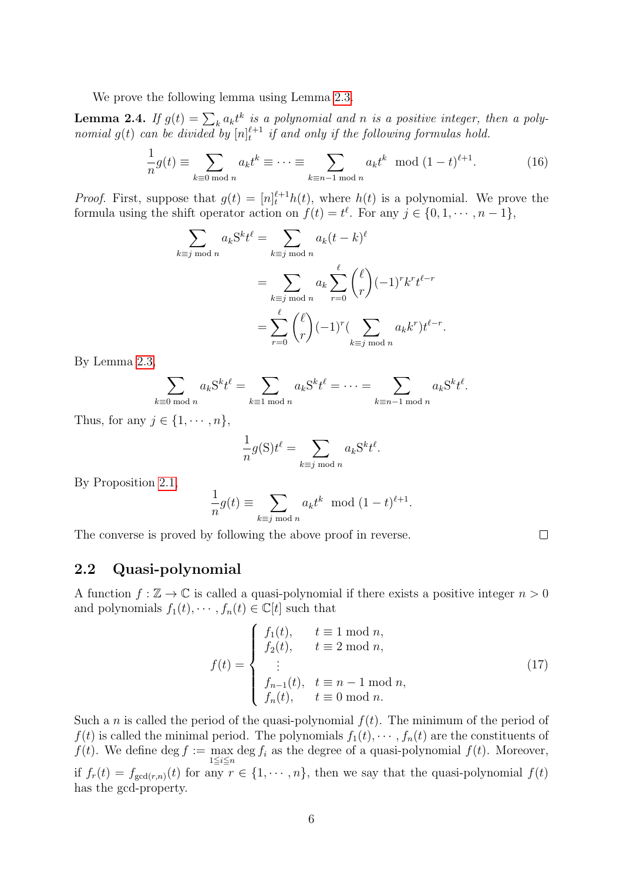We prove the following lemma using Lemma 2.3.

**Lemma 2.4.** *If $g(t) = \sum_k a_k t^k$ is a polynomial and $n$ is a positive integer, then a polynomial $g(t)$ can be divided by $[n]_t^{\ell+1}$ if and only if the following formulas hold.*

$$\frac{1}{n}g(t) \equiv \sum_{k\equiv 0 \bmod n} a_k t^k \equiv \cdots \equiv \sum_{k\equiv n-1 \bmod n} a_k t^k \mod (1-t)^{\ell+1}. \tag{16}$$

*Proof.* First, suppose that $g(t) = [n]_t^{\ell+1}h(t)$, where $h(t)$ is a polynomial. We prove the formula using the shift operator action on $f(t) = t^\ell$. For any $j \in \{0, 1, \cdots, n-1\}$,

$$\begin{aligned}
\sum_{k\equiv j \bmod n} a_k \mathrm{S}^k t^\ell &= \sum_{k\equiv j \bmod n} a_k (t-k)^\ell \\
&= \sum_{k\equiv j \bmod n} a_k \sum_{r=0}^{\ell} \binom{\ell}{r} (-1)^r k^r t^{\ell-r} \\
&= \sum_{r=0}^{\ell} \binom{\ell}{r} (-1)^r \Big(\sum_{k\equiv j \bmod n} a_k k^r\Big) t^{\ell-r}.
\end{aligned}$$

By Lemma 2.3,

$$\sum_{k\equiv 0 \bmod n} a_k \mathrm{S}^k t^\ell = \sum_{k\equiv 1 \bmod n} a_k \mathrm{S}^k t^\ell = \cdots = \sum_{k\equiv n-1 \bmod n} a_k \mathrm{S}^k t^\ell.$$

Thus, for any $j \in \{1, \cdots, n\}$,

$$\frac{1}{n}g(\mathrm{S})t^\ell = \sum_{k\equiv j \bmod n} a_k \mathrm{S}^k t^\ell.$$

By Proposition 2.1,

$$\frac{1}{n}g(t) \equiv \sum_{k\equiv j \bmod n} a_k t^k \mod (1-t)^{\ell+1}.$$

The converse is proved by following the above proof in reverse. $\square$

## 2.2 Quasi-polynomial

A function $f : \mathbb{Z} \to \mathbb{C}$ is called a quasi-polynomial if there exists a positive integer $n > 0$ and polynomials $f_1(t), \cdots, f_n(t) \in \mathbb{C}[t]$ such that

$$f(t) = \begin{cases} f_1(t), & t \equiv 1 \bmod n, \\ f_2(t), & t \equiv 2 \bmod n, \\ \quad\vdots & \\ f_{n-1}(t), & t \equiv n-1 \bmod n, \\ f_n(t), & t \equiv 0 \bmod n. \end{cases} \tag{17}$$

Such a $n$ is called the period of the quasi-polynomial $f(t)$. The minimum of the period of $f(t)$ is called the minimal period. The polynomials $f_1(t), \cdots, f_n(t)$ are the constituents of $f(t)$. We define $\deg f := \max_{1\le i\le n} \deg f_i$ as the degree of a quasi-polynomial $f(t)$. Moreover, if $f_r(t) = f_{\gcd(r,n)}(t)$ for any $r \in \{1, \cdots, n\}$, then we say that the quasi-polynomial $f(t)$ has the gcd-property.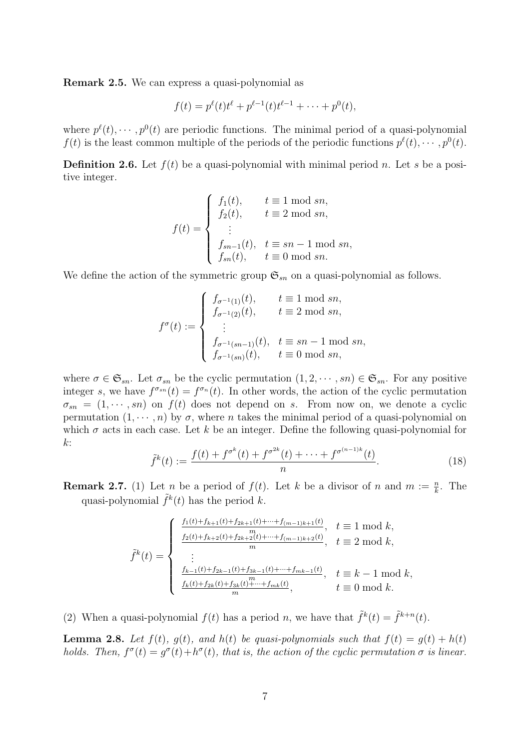**Remark 2.5.** We can express a quasi-polynomial as

$$f(t) = p^{\ell}(t)t^{\ell} + p^{\ell-1}(t)t^{\ell-1} + \cdots + p^{0}(t),$$

where $p^{\ell}(t), \cdots, p^{0}(t)$ are periodic functions. The minimal period of a quasi-polynomial $f(t)$ is the least common multiple of the periods of the periodic functions $p^{\ell}(t), \cdots, p^{0}(t)$.

**Definition 2.6.** Let $f(t)$ be a quasi-polynomial with minimal period $n$. Let $s$ be a positive integer.

$$f(t) = \begin{cases} f_1(t), & t \equiv 1 \bmod sn, \\ f_2(t), & t \equiv 2 \bmod sn, \\ \quad \vdots \\ f_{sn-1}(t), & t \equiv sn-1 \bmod sn, \\ f_{sn}(t), & t \equiv 0 \bmod sn. \end{cases}$$

We define the action of the symmetric group $\mathfrak{S}_{sn}$ on a quasi-polynomial as follows.

$$f^{\sigma}(t) := \begin{cases} f_{\sigma^{-1}(1)}(t), & t \equiv 1 \bmod sn, \\ f_{\sigma^{-1}(2)}(t), & t \equiv 2 \bmod sn, \\ \quad \vdots \\ f_{\sigma^{-1}(sn-1)}(t), & t \equiv sn-1 \bmod sn, \\ f_{\sigma^{-1}(sn)}(t), & t \equiv 0 \bmod sn, \end{cases}$$

where $\sigma \in \mathfrak{S}_{sn}$. Let $\sigma_{sn}$ be the cyclic permutation $(1, 2, \cdots, sn) \in \mathfrak{S}_{sn}$. For any positive integer $s$, we have $f^{\sigma_{sn}}(t) = f^{\sigma_n}(t)$. In other words, the action of the cyclic permutation $\sigma_{sn} = (1, \cdots, sn)$ on $f(t)$ does not depend on $s$. From now on, we denote a cyclic permutation $(1, \cdots, n)$ by $\sigma$, where $n$ takes the minimal period of a quasi-polynomial on which $\sigma$ acts in each case. Let $k$ be an integer. Define the following quasi-polynomial for $k$:

$$\tilde{f}^{k}(t) := \frac{f(t) + f^{\sigma^k}(t) + f^{\sigma^{2k}}(t) + \cdots + f^{\sigma^{(n-1)k}}(t)}{n}. \tag{18}$$

**Remark 2.7.** (1) Let $n$ be a period of $f(t)$. Let $k$ be a divisor of $n$ and $m := \frac{n}{k}$. The quasi-polynomial $\tilde{f}^{k}(t)$ has the period $k$.

$$\tilde{f}^{k}(t) = \begin{cases} \frac{f_1(t)+f_{k+1}(t)+f_{2k+1}(t)+\cdots+f_{(m-1)k+1}(t)}{m}, & t \equiv 1 \bmod k, \\ \frac{f_2(t)+f_{k+2}(t)+f_{2k+2}(t)+\cdots+f_{(m-1)k+2}(t)}{m}, & t \equiv 2 \bmod k, \\ \quad \vdots \\ \frac{f_{k-1}(t)+f_{2k-1}(t)+f_{3k-1}(t)+\cdots+f_{mk-1}(t)}{m}, & t \equiv k-1 \bmod k, \\ \frac{f_k(t)+f_{2k}(t)+f_{3k}(t)+\cdots+f_{mk}(t)}{m}, & t \equiv 0 \bmod k. \end{cases}$$

(2) When a quasi-polynomial $f(t)$ has a period $n$, we have that $\tilde{f}^{k}(t) = \tilde{f}^{k+n}(t)$.

**Lemma 2.8.** *Let $f(t)$, $g(t)$, and $h(t)$ be quasi-polynomials such that $f(t) = g(t) + h(t)$ holds. Then, $f^{\sigma}(t) = g^{\sigma}(t) + h^{\sigma}(t)$, that is, the action of the cyclic permutation $\sigma$ is linear.*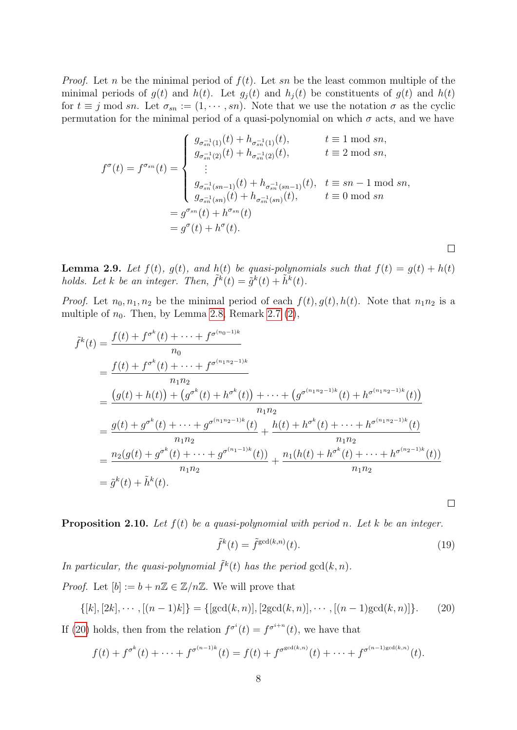*Proof.* Let $n$ be the minimal period of $f(t)$. Let $sn$ be the least common multiple of the minimal periods of $g(t)$ and $h(t)$. Let $g_j(t)$ and $h_j(t)$ be constituents of $g(t)$ and $h(t)$ for $t \equiv j \bmod sn$. Let $\sigma_{sn} := (1, \cdots, sn)$. Note that we use the notation $\sigma$ as the cyclic permutation for the minimal period of a quasi-polynomial on which $\sigma$ acts, and we have

$$
\begin{aligned}
f^{\sigma}(t) = f^{\sigma_{sn}}(t) &= \begin{cases} g_{\sigma_{sn}^{-1}(1)}(t) + h_{\sigma_{sn}^{-1}(1)}(t), & t \equiv 1 \bmod sn, \\ g_{\sigma_{sn}^{-1}(2)}(t) + h_{\sigma_{sn}^{-1}(2)}(t), & t \equiv 2 \bmod sn, \\ \quad \vdots & \\ g_{\sigma_{sn}^{-1}(sn-1)}(t) + h_{\sigma_{sn}^{-1}(sn-1)}(t), & t \equiv sn-1 \bmod sn, \\ g_{\sigma_{sn}^{-1}(sn)}(t) + h_{\sigma_{sn}^{-1}(sn)}(t), & t \equiv 0 \bmod sn \end{cases} \\
&= g^{\sigma_{sn}}(t) + h^{\sigma_{sn}}(t) \\
&= g^{\sigma}(t) + h^{\sigma}(t).
\end{aligned}
$$

□

**Lemma 2.9.** *Let $f(t)$, $g(t)$, and $h(t)$ be quasi-polynomials such that $f(t) = g(t) + h(t)$ holds. Let $k$ be an integer. Then, $\tilde{f}^k(t) = \tilde{g}^k(t) + \tilde{h}^k(t)$.*

*Proof.* Let $n_0, n_1, n_2$ be the minimal period of each $f(t), g(t), h(t)$. Note that $n_1 n_2$ is a multiple of $n_0$. Then, by Lemma 2.8, Remark 2.7 (2),

$$
\begin{aligned}
\tilde{f}^k(t) &= \frac{f(t) + f^{\sigma^k}(t) + \cdots + f^{\sigma^{(n_0-1)k}}}{n_0} \\
&= \frac{f(t) + f^{\sigma^k}(t) + \cdots + f^{\sigma^{(n_1 n_2-1)k}}}{n_1 n_2} \\
&= \frac{\big(g(t) + h(t)\big) + \big(g^{\sigma^k}(t) + h^{\sigma^k}(t)\big) + \cdots + \big(g^{\sigma^{(n_1 n_2-1)k}}(t) + h^{\sigma^{(n_1 n_2-1)k}}(t)\big)}{n_1 n_2} \\
&= \frac{g(t) + g^{\sigma^k}(t) + \cdots + g^{\sigma^{(n_1 n_2-1)k}}(t)}{n_1 n_2} + \frac{h(t) + h^{\sigma^k}(t) + \cdots + h^{\sigma^{(n_1 n_2-1)k}}(t)}{n_1 n_2} \\
&= \frac{n_2(g(t) + g^{\sigma^k}(t) + \cdots + g^{\sigma^{(n_1-1)k}}(t))}{n_1 n_2} + \frac{n_1(h(t) + h^{\sigma^k}(t) + \cdots + h^{\sigma^{(n_2-1)k}}(t))}{n_1 n_2} \\
&= \tilde{g}^k(t) + \tilde{h}^k(t).
\end{aligned}
$$

□

**Proposition 2.10.** *Let $f(t)$ be a quasi-polynomial with period $n$. Let $k$ be an integer.*

$$
\tilde{f}^k(t) = \tilde{f}^{\gcd(k,n)}(t). \tag{19}
$$

*In particular, the quasi-polynomial $\tilde{f}^k(t)$ has the period $\gcd(k,n)$.*

*Proof.* Let $[b] := b + n\mathbb{Z} \in \mathbb{Z}/n\mathbb{Z}$. We will prove that

$$
\{[k], [2k], \cdots, [(n-1)k]\} = \{[\gcd(k,n)], [2\gcd(k,n)], \cdots, [(n-1)\gcd(k,n)]\}. \tag{20}
$$

If (20) holds, then from the relation $f^{\sigma^i}(t) = f^{\sigma^{i+n}}(t)$, we have that

$$
f(t) + f^{\sigma^k}(t) + \cdots + f^{\sigma^{(n-1)k}}(t) = f(t) + f^{\sigma^{\gcd(k,n)}}(t) + \cdots + f^{\sigma^{(n-1)\gcd(k,n)}}(t).
$$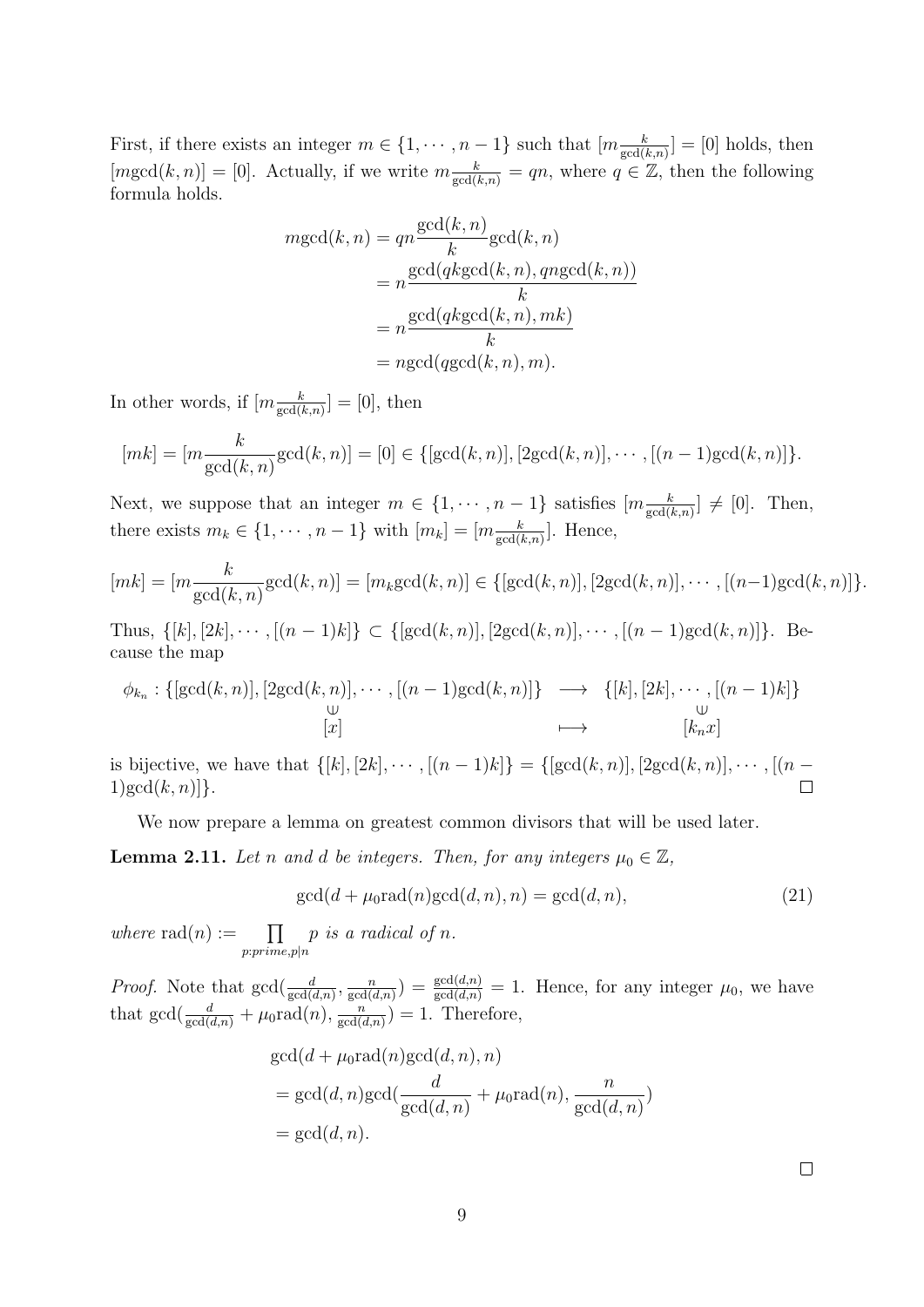First, if there exists an integer $m \in \{1, \cdots, n-1\}$ such that $[m\frac{k}{\gcd(k,n)}] = [0]$ holds, then $[m\gcd(k,n)] = [0]$. Actually, if we write $m\frac{k}{\gcd(k,n)} = qn$, where $q \in \mathbb{Z}$, then the following formula holds.

$$
\begin{aligned}
m\gcd(k,n) &= qn\frac{\gcd(k,n)}{k}\gcd(k,n) \\
&= n\frac{\gcd(qk\gcd(k,n), qn\gcd(k,n))}{k} \\
&= n\frac{\gcd(qk\gcd(k,n), mk)}{k} \\
&= n\gcd(q\gcd(k,n), m).
\end{aligned}
$$

In other words, if $[m\frac{k}{\gcd(k,n)}] = [0]$, then

$$
[mk] = [m\frac{k}{\gcd(k,n)}\gcd(k,n)] = [0] \in \{[\gcd(k,n)], [2\gcd(k,n)], \cdots, [(n-1)\gcd(k,n)]\}.
$$

Next, we suppose that an integer $m \in \{1, \cdots, n-1\}$ satisfies $[m\frac{k}{\gcd(k,n)}] \neq [0]$. Then, there exists $m_k \in \{1, \cdots, n-1\}$ with $[m_k] = [m\frac{k}{\gcd(k,n)}]$. Hence,

$$
[mk] = [m\frac{k}{\gcd(k,n)}\gcd(k,n)] = [m_k\gcd(k,n)] \in \{[\gcd(k,n)], [2\gcd(k,n)], \cdots, [(n-1)\gcd(k,n)]\}.
$$

Thus, $\{[k], [2k], \cdots, [(n-1)k]\} \subset \{[\gcd(k,n)], [2\gcd(k,n)], \cdots, [(n-1)\gcd(k,n)]\}$. Because the map

$$
\begin{array}{cccc}
\phi_{k_n} : \{[\gcd(k,n)], [2\gcd(k,n)], \cdots, [(n-1)\gcd(k,n)]\} & \longrightarrow & \{[k], [2k], \cdots, [(n-1)k]\} \\
\cup & & \cup \\
[x] & \longmapsto & [k_n x]
\end{array}
$$

is bijective, we have that $\{[k], [2k], \cdots, [(n-1)k]\} = \{[\gcd(k,n)], [2\gcd(k,n)], \cdots, [(n-1)\gcd(k,n)]\}$. $\square$

We now prepare a lemma on greatest common divisors that will be used later.

**Lemma 2.11.** *Let $n$ and $d$ be integers. Then, for any integers $\mu_0 \in \mathbb{Z}$,*

$$
\gcd(d + \mu_0 \mathrm{rad}(n)\gcd(d,n), n) = \gcd(d,n), \tag{21}
$$

*where $\mathrm{rad}(n) := \prod_{p:prime, p|n} p$ is a radical of $n$.*

*Proof.* Note that $\gcd(\frac{d}{\gcd(d,n)}, \frac{n}{\gcd(d,n)}) = \frac{\gcd(d,n)}{\gcd(d,n)} = 1$. Hence, for any integer $\mu_0$, we have that $\gcd(\frac{d}{\gcd(d,n)} + \mu_0\mathrm{rad}(n), \frac{n}{\gcd(d,n)}) = 1$. Therefore,

$$
\begin{aligned}
&\gcd(d + \mu_0\mathrm{rad}(n)\gcd(d,n), n) \\
&= \gcd(d,n)\gcd(\frac{d}{\gcd(d,n)} + \mu_0\mathrm{rad}(n), \frac{n}{\gcd(d,n)}) \\
&= \gcd(d,n).
\end{aligned}
$$

$\square$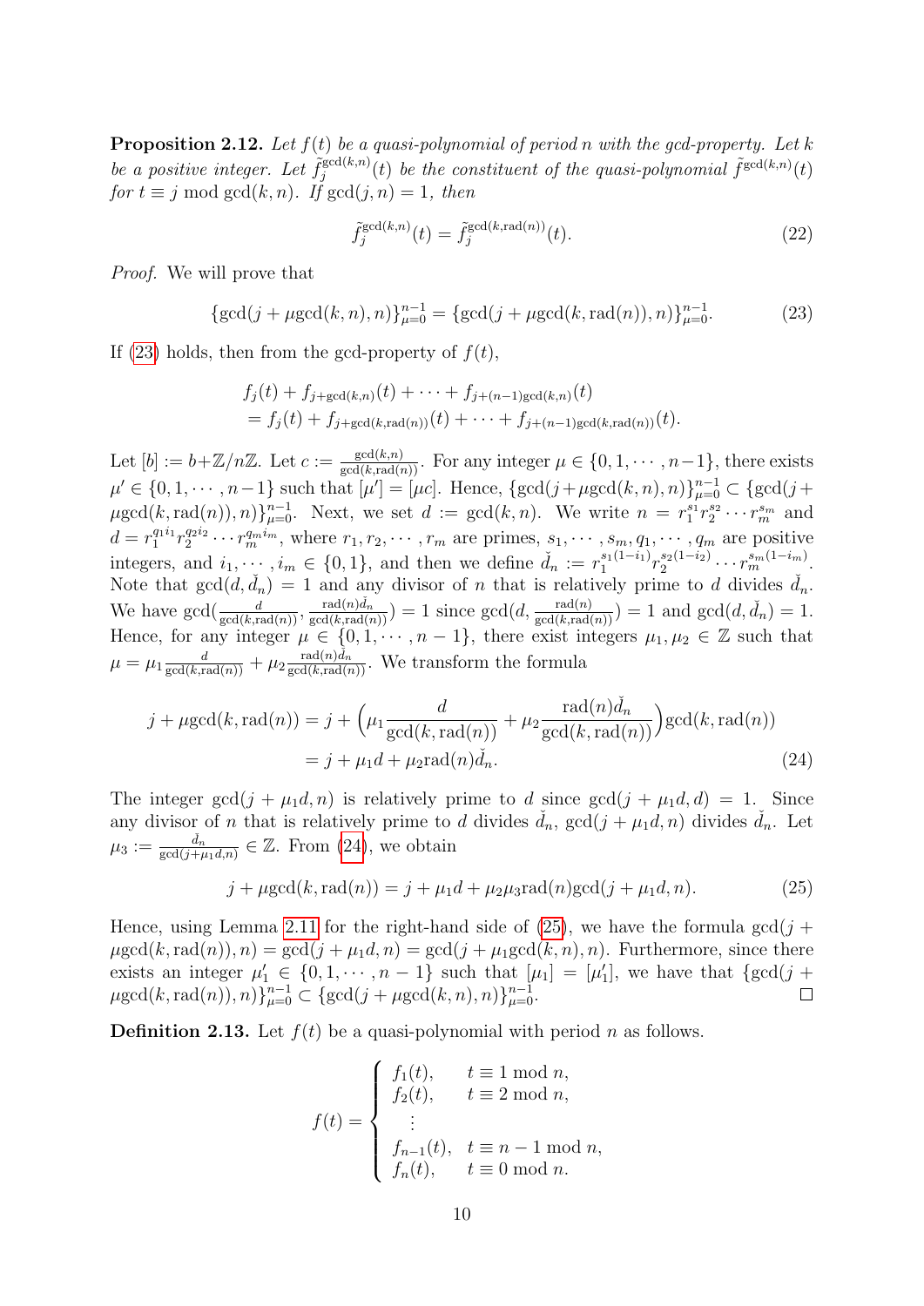**Proposition 2.12.** *Let $f(t)$ be a quasi-polynomial of period $n$ with the gcd-property. Let $k$ be a positive integer. Let $\tilde{f}_j^{\gcd(k,n)}(t)$ be the constituent of the quasi-polynomial $\tilde{f}^{\gcd(k,n)}(t)$ for $t \equiv j \bmod \gcd(k,n)$. If $\gcd(j,n) = 1$, then*

$$\tilde{f}_j^{\gcd(k,n)}(t) = \tilde{f}_j^{\gcd(k,\mathrm{rad}(n))}(t). \tag{22}$$

*Proof.* We will prove that

$$\{\gcd(j + \mu\gcd(k,n), n)\}_{\mu=0}^{n-1} = \{\gcd(j + \mu\gcd(k,\mathrm{rad}(n)), n)\}_{\mu=0}^{n-1}. \tag{23}$$

If (23) holds, then from the gcd-property of $f(t)$,

$$\begin{aligned}
&f_j(t) + f_{j+\gcd(k,n)}(t) + \cdots + f_{j+(n-1)\gcd(k,n)}(t) \\
&= f_j(t) + f_{j+\gcd(k,\mathrm{rad}(n))}(t) + \cdots + f_{j+(n-1)\gcd(k,\mathrm{rad}(n))}(t).
\end{aligned}$$

Let $[b] := b + \mathbb{Z}/n\mathbb{Z}$. Let $c := \frac{\gcd(k,n)}{\gcd(k,\mathrm{rad}(n))}$. For any integer $\mu \in \{0,1,\cdots,n-1\}$, there exists $\mu' \in \{0,1,\cdots,n-1\}$ such that $[\mu'] = [\mu c]$. Hence, $\{\gcd(j+\mu\gcd(k,n),n)\}_{\mu=0}^{n-1} \subset \{\gcd(j+\mu\gcd(k,\mathrm{rad}(n)),n)\}_{\mu=0}^{n-1}$. Next, we set $d := \gcd(k,n)$. We write $n = r_1^{s_1} r_2^{s_2} \cdots r_m^{s_m}$ and $d = r_1^{q_1 i_1} r_2^{q_2 i_2} \cdots r_m^{q_m i_m}$, where $r_1, r_2, \cdots, r_m$ are primes, $s_1, \cdots, s_m, q_1, \cdots, q_m$ are positive integers, and $i_1, \cdots, i_m \in \{0,1\}$, and then we define $\check{d}_n := r_1^{s_1(1-i_1)} r_2^{s_2(1-i_2)} \cdots r_m^{s_m(1-i_m)}$. Note that $\gcd(d, \check{d}_n) = 1$ and any divisor of $n$ that is relatively prime to $d$ divides $\check{d}_n$. We have $\gcd(\frac{d}{\gcd(k,\mathrm{rad}(n))}, \frac{\mathrm{rad}(n)\check{d}_n}{\gcd(k,\mathrm{rad}(n))}) = 1$ since $\gcd(d, \frac{\mathrm{rad}(n)}{\gcd(k,\mathrm{rad}(n))}) = 1$ and $\gcd(d, \check{d}_n) = 1$. Hence, for any integer $\mu \in \{0,1,\cdots,n-1\}$, there exist integers $\mu_1, \mu_2 \in \mathbb{Z}$ such that $\mu = \mu_1 \frac{d}{\gcd(k,\mathrm{rad}(n))} + \mu_2 \frac{\mathrm{rad}(n)\check{d}_n}{\gcd(k,\mathrm{rad}(n))}$. We transform the formula

$$\begin{aligned}
j + \mu\gcd(k,\mathrm{rad}(n)) &= j + \Big(\mu_1 \frac{d}{\gcd(k,\mathrm{rad}(n))} + \mu_2 \frac{\mathrm{rad}(n)\check{d}_n}{\gcd(k,\mathrm{rad}(n))}\Big)\gcd(k,\mathrm{rad}(n)) \\
&= j + \mu_1 d + \mu_2 \mathrm{rad}(n)\check{d}_n.
\end{aligned} \tag{24}$$

The integer $\gcd(j + \mu_1 d, n)$ is relatively prime to $d$ since $\gcd(j + \mu_1 d, d) = 1$. Since any divisor of $n$ that is relatively prime to $d$ divides $\check{d}_n$, $\gcd(j + \mu_1 d, n)$ divides $\check{d}_n$. Let $\mu_3 := \frac{\check{d}_n}{\gcd(j+\mu_1 d, n)} \in \mathbb{Z}$. From (24), we obtain

$$j + \mu\gcd(k,\mathrm{rad}(n)) = j + \mu_1 d + \mu_2\mu_3 \mathrm{rad}(n)\gcd(j + \mu_1 d, n). \tag{25}$$

Hence, using Lemma 2.11 for the right-hand side of (25), we have the formula $\gcd(j + \mu\gcd(k,\mathrm{rad}(n)), n) = \gcd(j + \mu_1 d, n) = \gcd(j + \mu_1\gcd(k,n), n)$. Furthermore, since there exists an integer $\mu_1' \in \{0,1,\cdots,n-1\}$ such that $[\mu_1] = [\mu_1']$, we have that $\{\gcd(j + \mu\gcd(k,\mathrm{rad}(n)), n)\}_{\mu=0}^{n-1} \subset \{\gcd(j + \mu\gcd(k,n), n)\}_{\mu=0}^{n-1}$. $\square$

**Definition 2.13.** Let $f(t)$ be a quasi-polynomial with period $n$ as follows.

$$f(t) = \begin{cases}
f_1(t), & t \equiv 1 \bmod n, \\
f_2(t), & t \equiv 2 \bmod n, \\
\quad\vdots & \\
f_{n-1}(t), & t \equiv n-1 \bmod n, \\
f_n(t), & t \equiv 0 \bmod n.
\end{cases}$$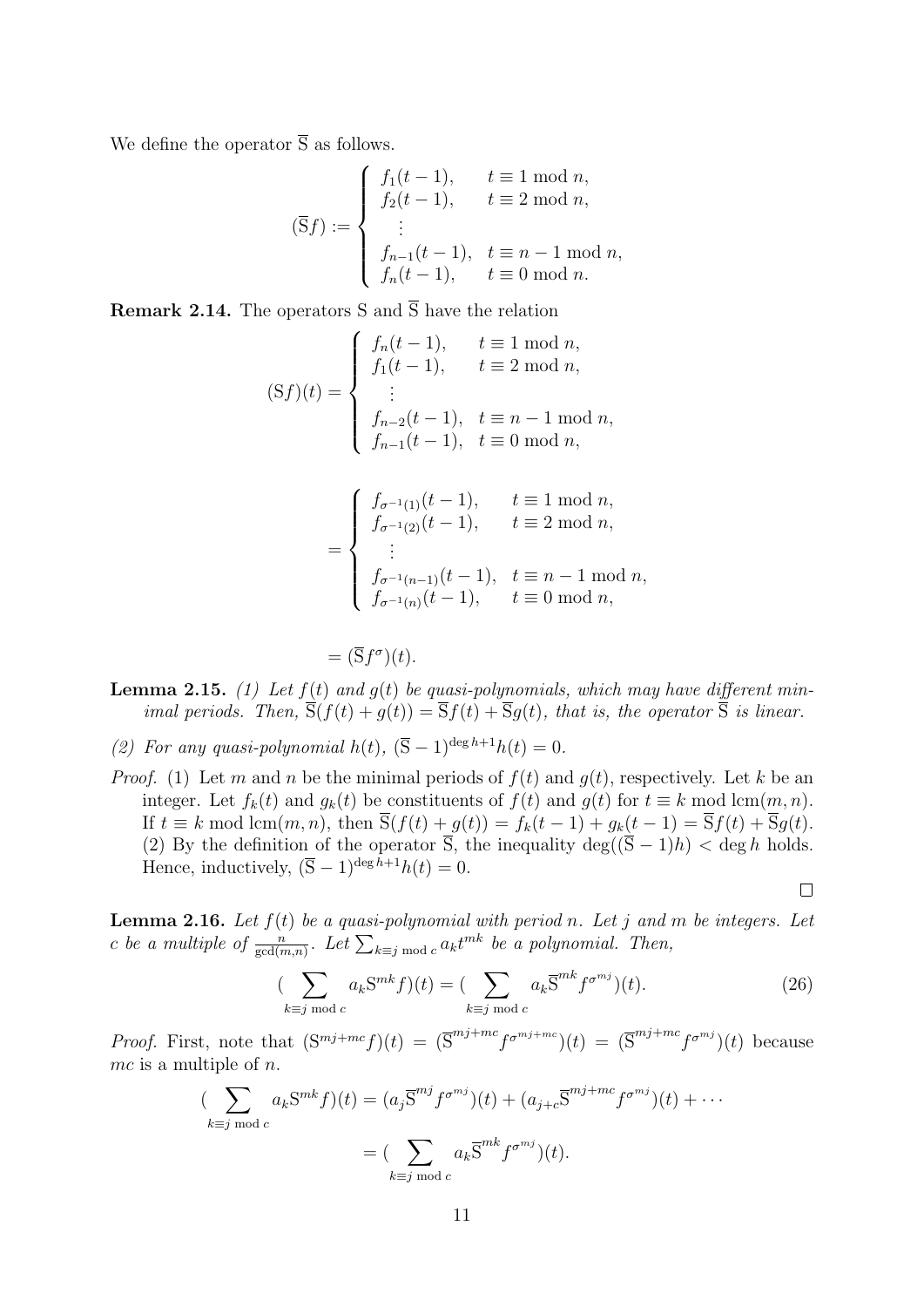We define the operator $\overline{\mathrm{S}}$ as follows.

$$
(\overline{\mathrm{S}}f) := \begin{cases} f_1(t-1), & t \equiv 1 \bmod n, \\ f_2(t-1), & t \equiv 2 \bmod n, \\ \quad \vdots & \\ f_{n-1}(t-1), & t \equiv n-1 \bmod n, \\ f_n(t-1), & t \equiv 0 \bmod n. \end{cases}
$$

**Remark 2.14.** The operators S and $\overline{\mathrm{S}}$ have the relation

$$
(\mathrm{S}f)(t) = \begin{cases} f_n(t-1), & t \equiv 1 \bmod n, \\ f_1(t-1), & t \equiv 2 \bmod n, \\ \quad \vdots & \\ f_{n-2}(t-1), & t \equiv n-1 \bmod n, \\ f_{n-1}(t-1), & t \equiv 0 \bmod n, \end{cases}
$$

$$
= \begin{cases} f_{\sigma^{-1}(1)}(t-1), & t \equiv 1 \bmod n, \\ f_{\sigma^{-1}(2)}(t-1), & t \equiv 2 \bmod n, \\ \quad \vdots & \\ f_{\sigma^{-1}(n-1)}(t-1), & t \equiv n-1 \bmod n, \\ f_{\sigma^{-1}(n)}(t-1), & t \equiv 0 \bmod n, \end{cases}
$$

$$
= (\overline{\mathrm{S}}f^{\sigma})(t).
$$

**Lemma 2.15.** *(1) Let $f(t)$ and $g(t)$ be quasi-polynomials, which may have different minimal periods. Then, $\overline{\mathrm{S}}(f(t)+g(t)) = \overline{\mathrm{S}}f(t) + \overline{\mathrm{S}}g(t)$, that is, the operator $\overline{\mathrm{S}}$ is linear.*

*(2) For any quasi-polynomial $h(t)$, $(\overline{\mathrm{S}}-1)^{\deg h+1}h(t) = 0$.*

*Proof.* (1) Let $m$ and $n$ be the minimal periods of $f(t)$ and $g(t)$, respectively. Let $k$ be an integer. Let $f_k(t)$ and $g_k(t)$ be constituents of $f(t)$ and $g(t)$ for $t \equiv k \bmod \mathrm{lcm}(m,n)$. If $t \equiv k \bmod \mathrm{lcm}(m,n)$, then $\overline{\mathrm{S}}(f(t)+g(t)) = f_k(t-1) + g_k(t-1) = \overline{\mathrm{S}}f(t) + \overline{\mathrm{S}}g(t)$.
(2) By the definition of the operator $\overline{\mathrm{S}}$, the inequality $\deg((\overline{\mathrm{S}}-1)h) < \deg h$ holds. Hence, inductively, $(\overline{\mathrm{S}}-1)^{\deg h+1}h(t) = 0$. ∎

**Lemma 2.16.** *Let $f(t)$ be a quasi-polynomial with period $n$. Let $j$ and $m$ be integers. Let $c$ be a multiple of $\frac{n}{\gcd(m,n)}$. Let $\sum_{k\equiv j \bmod c} a_k t^{mk}$ be a polynomial. Then,*

$$
(\sum_{k\equiv j \bmod c} a_k \mathrm{S}^{mk} f)(t) = (\sum_{k\equiv j \bmod c} a_k \overline{\mathrm{S}}^{mk} f^{\sigma^{mj}})(t). \tag{26}
$$

*Proof.* First, note that $(\mathrm{S}^{mj+mc}f)(t) = (\overline{\mathrm{S}}^{mj+mc}f^{\sigma^{mj+mc}})(t) = (\overline{\mathrm{S}}^{mj+mc}f^{\sigma^{mj}})(t)$ because $mc$ is a multiple of $n$.

$$
\begin{aligned}
(\sum_{k\equiv j \bmod c} a_k \mathrm{S}^{mk} f)(t) &= (a_j \overline{\mathrm{S}}^{mj} f^{\sigma^{mj}})(t) + (a_{j+c}\overline{\mathrm{S}}^{mj+mc} f^{\sigma^{mj}})(t) + \cdots \\
&= (\sum_{k\equiv j \bmod c} a_k \overline{\mathrm{S}}^{mk} f^{\sigma^{mj}})(t).
\end{aligned}
$$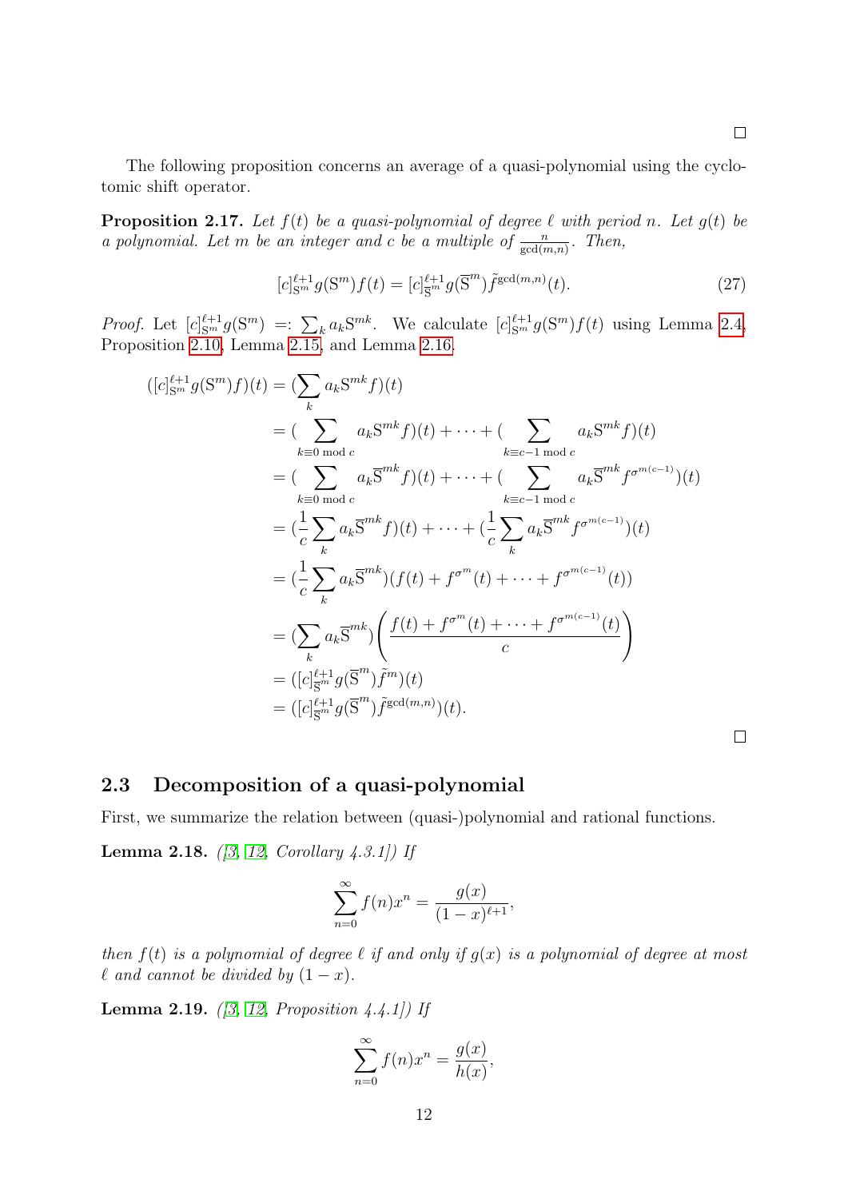□

The following proposition concerns an average of a quasi-polynomial using the cyclotomic shift operator.

**Proposition 2.17.** *Let $f(t)$ be a quasi-polynomial of degree $\ell$ with period $n$. Let $g(t)$ be a polynomial. Let $m$ be an integer and $c$ be a multiple of $\frac{n}{\gcd(m,n)}$. Then,*

$$[c]_{\mathrm{S}^m}^{\ell+1} g(\mathrm{S}^m) f(t) = [c]_{\overline{\mathrm{S}}^m}^{\ell+1} g(\overline{\mathrm{S}}^m) \tilde{f}^{\gcd(m,n)}(t). \tag{27}$$

*Proof.* Let $[c]_{\mathrm{S}^m}^{\ell+1} g(\mathrm{S}^m) =: \sum_k a_k \mathrm{S}^{mk}$. We calculate $[c]_{\mathrm{S}^m}^{\ell+1} g(\mathrm{S}^m) f(t)$ using Lemma 2.4, Proposition 2.10, Lemma 2.15, and Lemma 2.16.

$$\begin{aligned}
([c]_{\mathrm{S}^m}^{\ell+1} g(\mathrm{S}^m) f)(t) &= (\sum_k a_k \mathrm{S}^{mk} f)(t) \\
&= (\sum_{k \equiv 0 \bmod c} a_k \mathrm{S}^{mk} f)(t) + \cdots + (\sum_{k \equiv c-1 \bmod c} a_k \mathrm{S}^{mk} f)(t) \\
&= (\sum_{k \equiv 0 \bmod c} a_k \overline{\mathrm{S}}^{mk} f)(t) + \cdots + (\sum_{k \equiv c-1 \bmod c} a_k \overline{\mathrm{S}}^{mk} f^{\sigma^{m(c-1)}})(t) \\
&= (\frac{1}{c} \sum_k a_k \overline{\mathrm{S}}^{mk} f)(t) + \cdots + (\frac{1}{c} \sum_k a_k \overline{\mathrm{S}}^{mk} f^{\sigma^{m(c-1)}})(t) \\
&= (\frac{1}{c} \sum_k a_k \overline{\mathrm{S}}^{mk})(f(t) + f^{\sigma^m}(t) + \cdots + f^{\sigma^{m(c-1)}}(t)) \\
&= (\sum_k a_k \overline{\mathrm{S}}^{mk}) \left( \frac{f(t) + f^{\sigma^m}(t) + \cdots + f^{\sigma^{m(c-1)}}(t)}{c} \right) \\
&= ([c]_{\overline{\mathrm{S}}^m}^{\ell+1} g(\overline{\mathrm{S}}^m) \tilde{f}^m)(t) \\
&= ([c]_{\overline{\mathrm{S}}^m}^{\ell+1} g(\overline{\mathrm{S}}^m) \tilde{f}^{\gcd(m,n)})(t).
\end{aligned}$$

□

## 2.3 Decomposition of a quasi-polynomial

First, we summarize the relation between (quasi-)polynomial and rational functions.

**Lemma 2.18.** *([3, 12, Corollary 4.3.1]) If*

$$\sum_{n=0}^{\infty} f(n) x^n = \frac{g(x)}{(1-x)^{\ell+1}},$$

*then $f(t)$ is a polynomial of degree $\ell$ if and only if $g(x)$ is a polynomial of degree at most $\ell$ and cannot be divided by $(1-x)$.*

**Lemma 2.19.** *([3, 12, Proposition 4.4.1]) If*

$$\sum_{n=0}^{\infty} f(n) x^n = \frac{g(x)}{h(x)},$$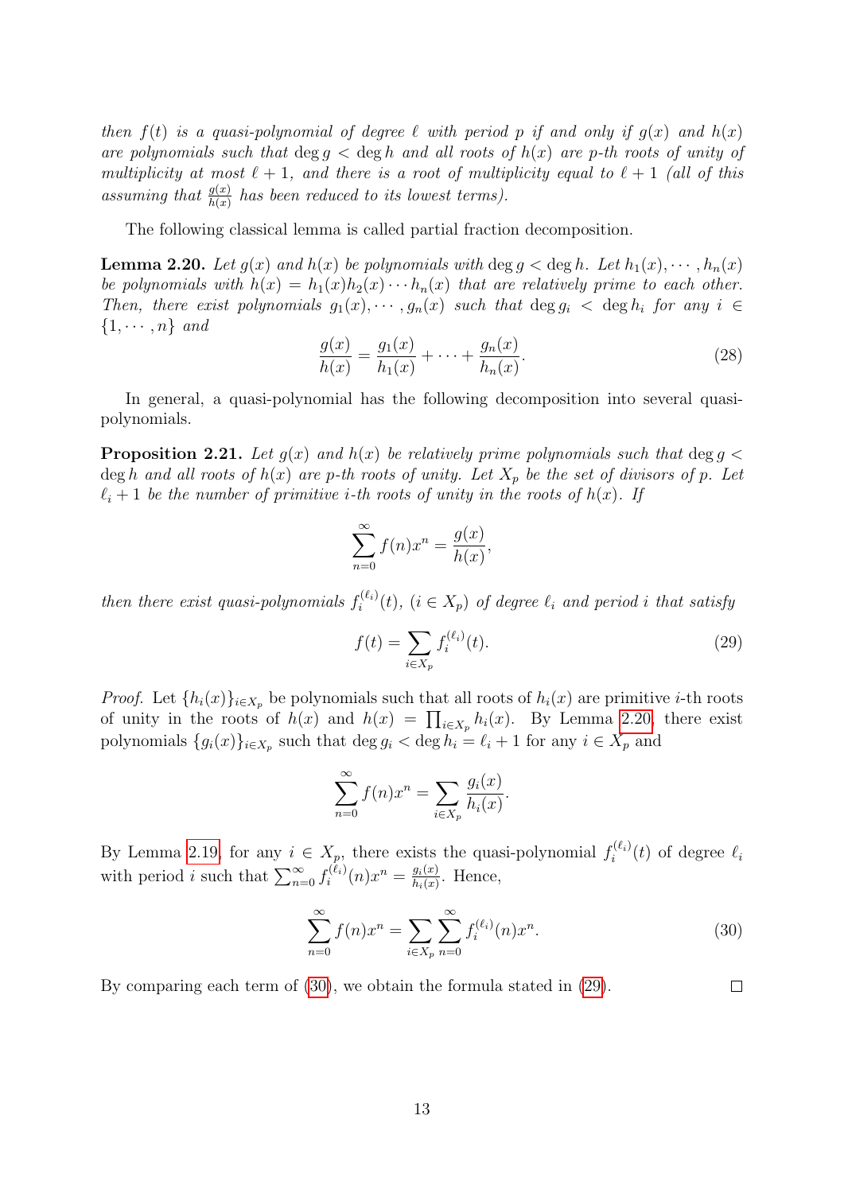*then $f(t)$ is a quasi-polynomial of degree $\ell$ with period $p$ if and only if $g(x)$ and $h(x)$ are polynomials such that $\deg g < \deg h$ and all roots of $h(x)$ are $p$-th roots of unity of multiplicity at most $\ell + 1$, and there is a root of multiplicity equal to $\ell + 1$ (all of this assuming that $\frac{g(x)}{h(x)}$ has been reduced to its lowest terms).*

The following classical lemma is called partial fraction decomposition.

**Lemma 2.20.** *Let $g(x)$ and $h(x)$ be polynomials with $\deg g < \deg h$. Let $h_1(x), \cdots, h_n(x)$ be polynomials with $h(x) = h_1(x)h_2(x)\cdots h_n(x)$ that are relatively prime to each other. Then, there exist polynomials $g_1(x), \cdots, g_n(x)$ such that $\deg g_i < \deg h_i$ for any $i \in \{1, \cdots, n\}$ and*

$$\frac{g(x)}{h(x)} = \frac{g_1(x)}{h_1(x)} + \cdots + \frac{g_n(x)}{h_n(x)}. \tag{28}$$

In general, a quasi-polynomial has the following decomposition into several quasi-polynomials.

**Proposition 2.21.** *Let $g(x)$ and $h(x)$ be relatively prime polynomials such that $\deg g < \deg h$ and all roots of $h(x)$ are $p$-th roots of unity. Let $X_p$ be the set of divisors of $p$. Let $\ell_i + 1$ be the number of primitive $i$-th roots of unity in the roots of $h(x)$. If*

$$\sum_{n=0}^{\infty} f(n)x^n = \frac{g(x)}{h(x)},$$

*then there exist quasi-polynomials $f_i^{(\ell_i)}(t)$, $(i \in X_p)$ of degree $\ell_i$ and period $i$ that satisfy*

$$f(t) = \sum_{i \in X_p} f_i^{(\ell_i)}(t). \tag{29}$$

*Proof.* Let $\{h_i(x)\}_{i \in X_p}$ be polynomials such that all roots of $h_i(x)$ are primitive $i$-th roots of unity in the roots of $h(x)$ and $h(x) = \prod_{i \in X_p} h_i(x)$. By Lemma 2.20, there exist polynomials $\{g_i(x)\}_{i \in X_p}$ such that $\deg g_i < \deg h_i = \ell_i + 1$ for any $i \in X_p$ and

$$\sum_{n=0}^{\infty} f(n)x^n = \sum_{i \in X_p} \frac{g_i(x)}{h_i(x)}.$$

By Lemma 2.19, for any $i \in X_p$, there exists the quasi-polynomial $f_i^{(\ell_i)}(t)$ of degree $\ell_i$ with period $i$ such that $\sum_{n=0}^{\infty} f_i^{(\ell_i)}(n)x^n = \frac{g_i(x)}{h_i(x)}$. Hence,

$$\sum_{n=0}^{\infty} f(n)x^n = \sum_{i \in X_p} \sum_{n=0}^{\infty} f_i^{(\ell_i)}(n)x^n. \tag{30}$$

By comparing each term of (30), we obtain the formula stated in (29). $\square$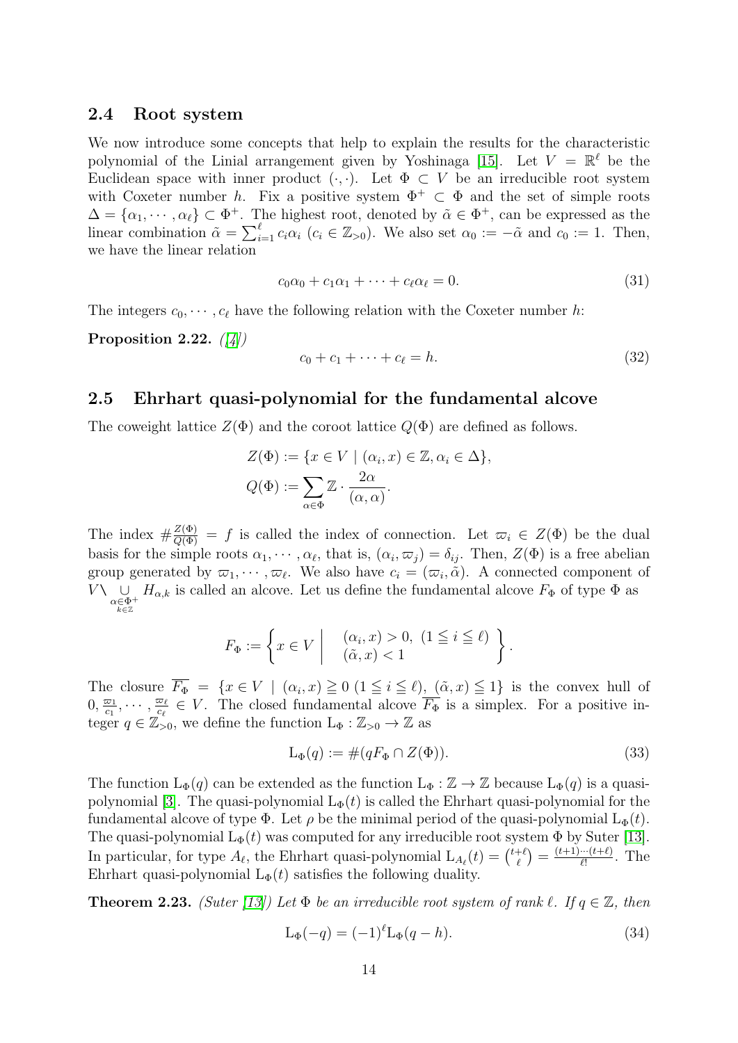## 2.4 Root system

We now introduce some concepts that help to explain the results for the characteristic polynomial of the Linial arrangement given by Yoshinaga [15]. Let $V = \mathbb{R}^\ell$ be the Euclidean space with inner product $(\cdot,\cdot)$. Let $\Phi \subset V$ be an irreducible root system with Coxeter number $h$. Fix a positive system $\Phi^+ \subset \Phi$ and the set of simple roots $\Delta = \{\alpha_1, \cdots, \alpha_\ell\} \subset \Phi^+$. The highest root, denoted by $\tilde{\alpha} \in \Phi^+$, can be expressed as the linear combination $\tilde{\alpha} = \sum_{i=1}^{\ell} c_i \alpha_i$ ($c_i \in \mathbb{Z}_{>0}$). We also set $\alpha_0 := -\tilde{\alpha}$ and $c_0 := 1$. Then, we have the linear relation

$$c_0\alpha_0 + c_1\alpha_1 + \cdots + c_\ell\alpha_\ell = 0. \tag{31}$$

The integers $c_0, \cdots, c_\ell$ have the following relation with the Coxeter number $h$:

**Proposition 2.22.** *([4])*

$$c_0 + c_1 + \cdots + c_\ell = h. \tag{32}$$

## 2.5 Ehrhart quasi-polynomial for the fundamental alcove

The coweight lattice $Z(\Phi)$ and the coroot lattice $Q(\Phi)$ are defined as follows.

$$Z(\Phi) := \{x \in V \mid (\alpha_i, x) \in \mathbb{Z}, \alpha_i \in \Delta\},$$
$$Q(\Phi) := \sum_{\alpha \in \Phi} \mathbb{Z} \cdot \frac{2\alpha}{(\alpha,\alpha)}.$$

The index $\#\frac{Z(\Phi)}{Q(\Phi)} = f$ is called the index of connection. Let $\varpi_i \in Z(\Phi)$ be the dual basis for the simple roots $\alpha_1, \cdots, \alpha_\ell$, that is, $(\alpha_i, \varpi_j) = \delta_{ij}$. Then, $Z(\Phi)$ is a free abelian group generated by $\varpi_1, \cdots, \varpi_\ell$. We also have $c_i = (\varpi_i, \tilde{\alpha})$. A connected component of $V \setminus \bigcup_{\substack{\alpha\in\Phi^+ \\ k\in\mathbb{Z}}} H_{\alpha,k}$ is called an alcove. Let us define the fundamental alcove $F_\Phi$ of type $\Phi$ as

$$F_\Phi := \left\{ x \in V \;\middle|\; \begin{array}{l} (\alpha_i, x) > 0,\ (1 \leqq i \leqq \ell) \\ (\tilde{\alpha}, x) < 1 \end{array} \right\}.$$

The closure $\overline{F_\Phi} = \{x \in V \mid (\alpha_i, x) \geqq 0\ (1 \leqq i \leqq \ell),\ (\tilde{\alpha}, x) \leqq 1\}$ is the convex hull of $0, \frac{\varpi_1}{c_1}, \cdots, \frac{\varpi_\ell}{c_\ell} \in V$. The closed fundamental alcove $\overline{F_\Phi}$ is a simplex. For a positive integer $q \in \mathbb{Z}_{>0}$, we define the function $\mathrm{L}_\Phi : \mathbb{Z}_{>0} \to \mathbb{Z}$ as

$$\mathrm{L}_\Phi(q) := \#(qF_\Phi \cap Z(\Phi)). \tag{33}$$

The function $\mathrm{L}_\Phi(q)$ can be extended as the function $\mathrm{L}_\Phi : \mathbb{Z} \to \mathbb{Z}$ because $\mathrm{L}_\Phi(q)$ is a quasi-polynomial [3]. The quasi-polynomial $\mathrm{L}_\Phi(t)$ is called the Ehrhart quasi-polynomial for the fundamental alcove of type $\Phi$. Let $\rho$ be the minimal period of the quasi-polynomial $\mathrm{L}_\Phi(t)$. The quasi-polynomial $\mathrm{L}_\Phi(t)$ was computed for any irreducible root system $\Phi$ by Suter [13]. In particular, for type $A_\ell$, the Ehrhart quasi-polynomial $\mathrm{L}_{A_\ell}(t) = \binom{t+\ell}{\ell} = \frac{(t+1)\cdots(t+\ell)}{\ell!}$. The Ehrhart quasi-polynomial $\mathrm{L}_\Phi(t)$ satisfies the following duality.

**Theorem 2.23.** *(Suter [13]) Let $\Phi$ be an irreducible root system of rank $\ell$. If $q \in \mathbb{Z}$, then*

$$\mathrm{L}_\Phi(-q) = (-1)^\ell \mathrm{L}_\Phi(q - h). \tag{34}$$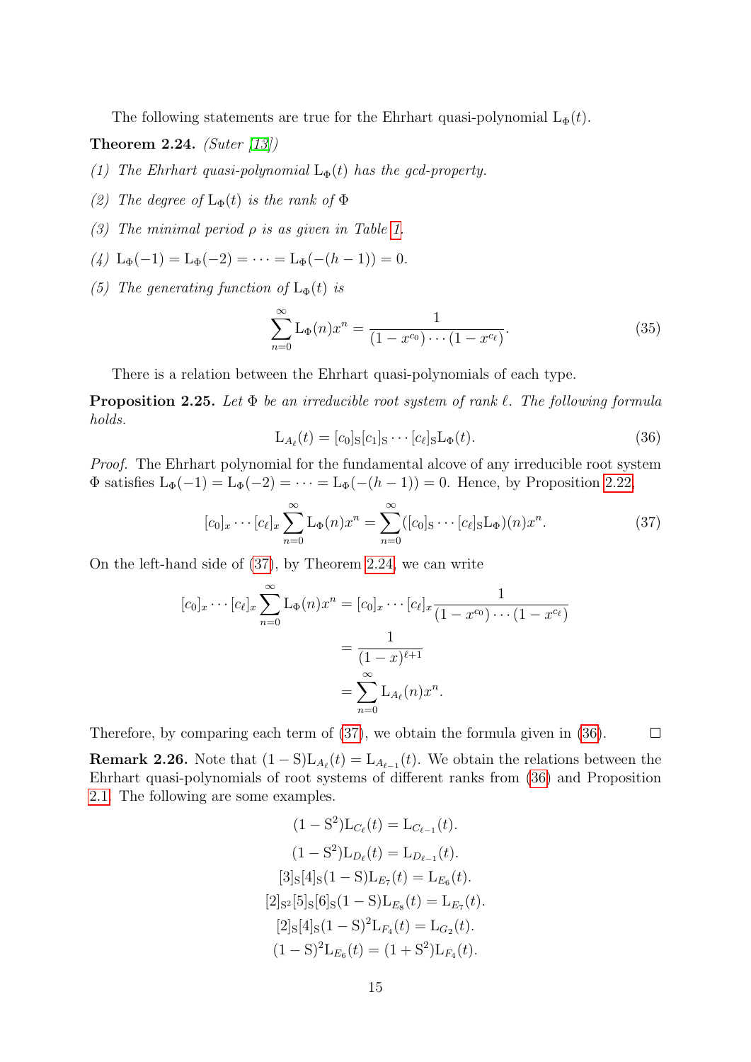The following statements are true for the Ehrhart quasi-polynomial $\mathrm{L}_\Phi(t)$.

**Theorem 2.24.** *(Suter [13])*

*(1) The Ehrhart quasi-polynomial $\mathrm{L}_\Phi(t)$ has the gcd-property.*

*(2) The degree of $\mathrm{L}_\Phi(t)$ is the rank of $\Phi$*

*(3) The minimal period $\rho$ is as given in Table 1.*

*(4) $\mathrm{L}_\Phi(-1) = \mathrm{L}_\Phi(-2) = \cdots = \mathrm{L}_\Phi(-(h-1)) = 0$.*

*(5) The generating function of $\mathrm{L}_\Phi(t)$ is*

$$\sum_{n=0}^{\infty} \mathrm{L}_\Phi(n)x^n = \frac{1}{(1-x^{c_0})\cdots(1-x^{c_\ell})}. \tag{35}$$

There is a relation between the Ehrhart quasi-polynomials of each type.

**Proposition 2.25.** *Let $\Phi$ be an irreducible root system of rank $\ell$. The following formula holds.*

$$\mathrm{L}_{A_\ell}(t) = [c_0]_{\mathrm{S}}[c_1]_{\mathrm{S}}\cdots[c_\ell]_{\mathrm{S}}\mathrm{L}_\Phi(t). \tag{36}$$

*Proof.* The Ehrhart polynomial for the fundamental alcove of any irreducible root system $\Phi$ satisfies $\mathrm{L}_\Phi(-1) = \mathrm{L}_\Phi(-2) = \cdots = \mathrm{L}_\Phi(-(h-1)) = 0$. Hence, by Proposition 2.22,

$$[c_0]_x\cdots[c_\ell]_x\sum_{n=0}^{\infty}\mathrm{L}_\Phi(n)x^n = \sum_{n=0}^{\infty}([c_0]_{\mathrm{S}}\cdots[c_\ell]_{\mathrm{S}}\mathrm{L}_\Phi)(n)x^n. \tag{37}$$

On the left-hand side of (37), by Theorem 2.24, we can write

$$\begin{aligned}
[c_0]_x\cdots[c_\ell]_x\sum_{n=0}^{\infty}\mathrm{L}_\Phi(n)x^n &= [c_0]_x\cdots[c_\ell]_x\frac{1}{(1-x^{c_0})\cdots(1-x^{c_\ell})}\\
&= \frac{1}{(1-x)^{\ell+1}}\\
&= \sum_{n=0}^{\infty}\mathrm{L}_{A_\ell}(n)x^n.
\end{aligned}$$

Therefore, by comparing each term of (37), we obtain the formula given in (36). $\square$

**Remark 2.26.** Note that $(1-\mathrm{S})\mathrm{L}_{A_\ell}(t) = \mathrm{L}_{A_{\ell-1}}(t)$. We obtain the relations between the Ehrhart quasi-polynomials of root systems of different ranks from (36) and Proposition 2.1. The following are some examples.

$$\begin{aligned}
(1-\mathrm{S}^2)\mathrm{L}_{C_\ell}(t) &= \mathrm{L}_{C_{\ell-1}}(t).\\
(1-\mathrm{S}^2)\mathrm{L}_{D_\ell}(t) &= \mathrm{L}_{D_{\ell-1}}(t).\\
[3]_{\mathrm{S}}[4]_{\mathrm{S}}(1-\mathrm{S})\mathrm{L}_{E_7}(t) &= \mathrm{L}_{E_6}(t).\\
[2]_{\mathrm{S}^2}[5]_{\mathrm{S}}[6]_{\mathrm{S}}(1-\mathrm{S})\mathrm{L}_{E_8}(t) &= \mathrm{L}_{E_7}(t).\\
[2]_{\mathrm{S}}[4]_{\mathrm{S}}(1-\mathrm{S})^2\mathrm{L}_{F_4}(t) &= \mathrm{L}_{G_2}(t).\\
(1-\mathrm{S})^2\mathrm{L}_{E_6}(t) &= (1+\mathrm{S}^2)\mathrm{L}_{F_4}(t).
\end{aligned}$$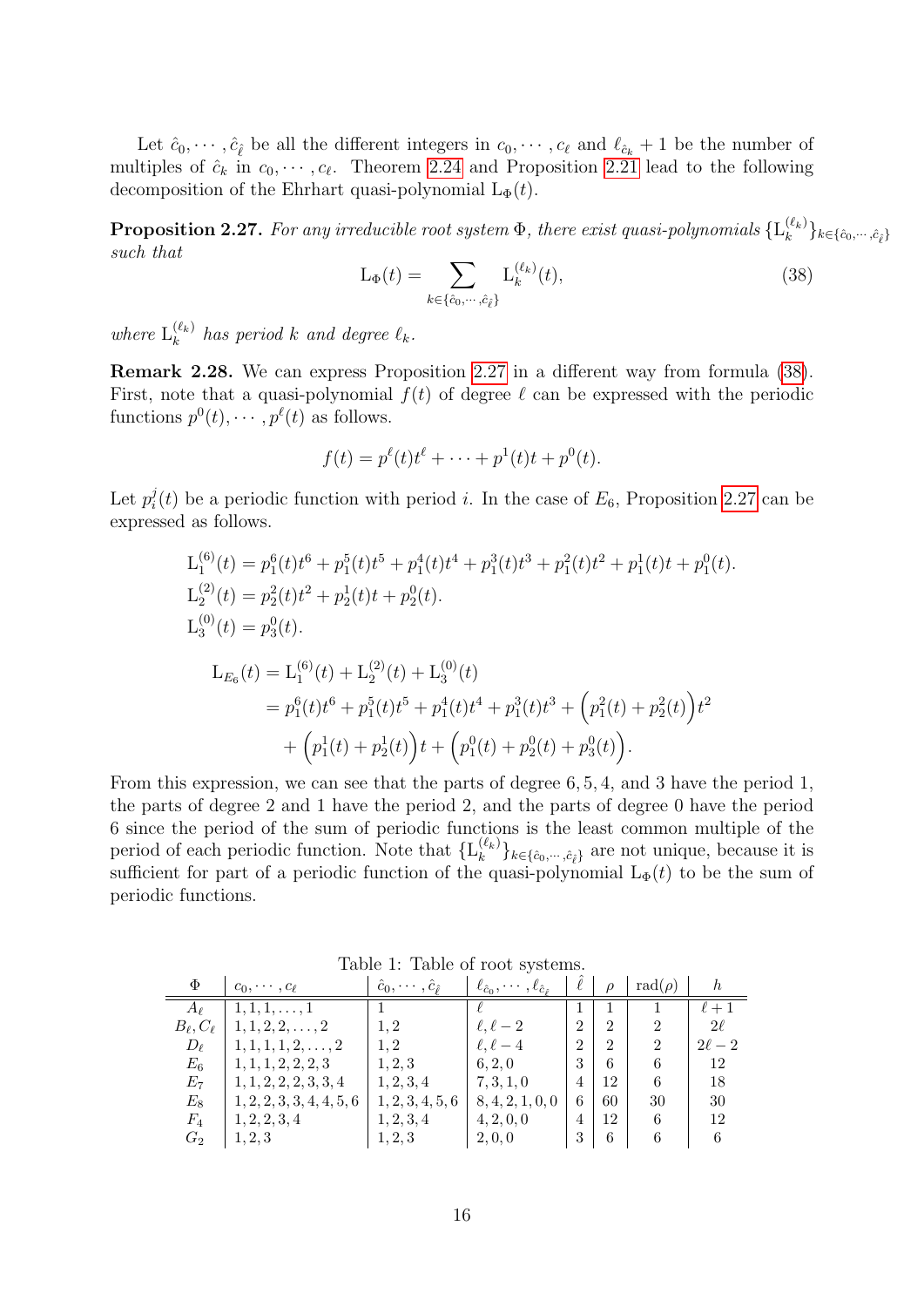Let $\hat{c}_0, \cdots, \hat{c}_{\hat{\ell}}$ be all the different integers in $c_0, \cdots, c_\ell$ and $\ell_{\hat{c}_k} + 1$ be the number of multiples of $\hat{c}_k$ in $c_0, \cdots, c_\ell$. Theorem 2.24 and Proposition 2.21 lead to the following decomposition of the Ehrhart quasi-polynomial $\mathrm{L}_\Phi(t)$.

**Proposition 2.27.** *For any irreducible root system $\Phi$, there exist quasi-polynomials $\{\mathrm{L}_k^{(\ell_k)}\}_{k \in \{\hat{c}_0, \cdots, \hat{c}_{\hat{\ell}}\}}$ such that*

$$\mathrm{L}_\Phi(t) = \sum_{k \in \{\hat{c}_0, \cdots, \hat{c}_{\hat{\ell}}\}} \mathrm{L}_k^{(\ell_k)}(t), \tag{38}$$

*where $\mathrm{L}_k^{(\ell_k)}$ has period $k$ and degree $\ell_k$.*

**Remark 2.28.** We can express Proposition 2.27 in a different way from formula (38). First, note that a quasi-polynomial $f(t)$ of degree $\ell$ can be expressed with the periodic functions $p^0(t), \cdots, p^\ell(t)$ as follows.

$$f(t) = p^\ell(t)t^\ell + \cdots + p^1(t)t + p^0(t).$$

Let $p_i^j(t)$ be a periodic function with period $i$. In the case of $E_6$, Proposition 2.27 can be expressed as follows.

$$\begin{aligned}
&\mathrm{L}_1^{(6)}(t) = p_1^6(t)t^6 + p_1^5(t)t^5 + p_1^4(t)t^4 + p_1^3(t)t^3 + p_1^2(t)t^2 + p_1^1(t)t + p_1^0(t).\\
&\mathrm{L}_2^{(2)}(t) = p_2^2(t)t^2 + p_2^1(t)t + p_2^0(t).\\
&\mathrm{L}_3^{(0)}(t) = p_3^0(t).
\end{aligned}$$

$$\begin{aligned}
\mathrm{L}_{E_6}(t) &= \mathrm{L}_1^{(6)}(t) + \mathrm{L}_2^{(2)}(t) + \mathrm{L}_3^{(0)}(t)\\
&= p_1^6(t)t^6 + p_1^5(t)t^5 + p_1^4(t)t^4 + p_1^3(t)t^3 + \Big(p_1^2(t) + p_2^2(t)\Big)t^2\\
&\quad + \Big(p_1^1(t) + p_2^1(t)\Big)t + \Big(p_1^0(t) + p_2^0(t) + p_3^0(t)\Big).
\end{aligned}$$

From this expression, we can see that the parts of degree 6, 5, 4, and 3 have the period 1, the parts of degree 2 and 1 have the period 2, and the parts of degree 0 have the period 6 since the period of the sum of periodic functions is the least common multiple of the period of each periodic function. Note that $\{\mathrm{L}_k^{(\ell_k)}\}_{k \in \{\hat{c}_0, \cdots, \hat{c}_{\hat{\ell}}\}}$ are not unique, because it is sufficient for part of a periodic function of the quasi-polynomial $\mathrm{L}_\Phi(t)$ to be the sum of periodic functions.

Table 1: Table of root systems.

| $\Phi$ | $c_0, \cdots, c_\ell$ | $\hat{c}_0, \cdots, \hat{c}_{\hat{\ell}}$ | $\ell_{\hat{c}_0}, \cdots, \ell_{\hat{c}_{\hat{\ell}}}$ | $\hat{\ell}$ | $\rho$ | $\mathrm{rad}(\rho)$ | $h$ |
|---|---|---|---|---|---|---|---|
| $A_\ell$ | $1, 1, 1, \ldots, 1$ | $1$ | $\ell$ | 1 | 1 | 1 | $\ell + 1$ |
| $B_\ell, C_\ell$ | $1, 1, 2, 2, \ldots, 2$ | $1, 2$ | $\ell, \ell - 2$ | 2 | 2 | 2 | $2\ell$ |
| $D_\ell$ | $1, 1, 1, 1, 2, \ldots, 2$ | $1, 2$ | $\ell, \ell - 4$ | 2 | 2 | 2 | $2\ell - 2$ |
| $E_6$ | $1, 1, 1, 2, 2, 2, 3$ | $1, 2, 3$ | $6, 2, 0$ | 3 | 6 | 6 | 12 |
| $E_7$ | $1, 1, 2, 2, 2, 3, 3, 4$ | $1, 2, 3, 4$ | $7, 3, 1, 0$ | 4 | 12 | 6 | 18 |
| $E_8$ | $1, 2, 2, 3, 3, 4, 4, 5, 6$ | $1, 2, 3, 4, 5, 6$ | $8, 4, 2, 1, 0, 0$ | 6 | 60 | 30 | 30 |
| $F_4$ | $1, 2, 2, 3, 4$ | $1, 2, 3, 4$ | $4, 2, 0, 0$ | 4 | 12 | 6 | 12 |
| $G_2$ | $1, 2, 3$ | $1, 2, 3$ | $2, 0, 0$ | 3 | 6 | 6 | 6 |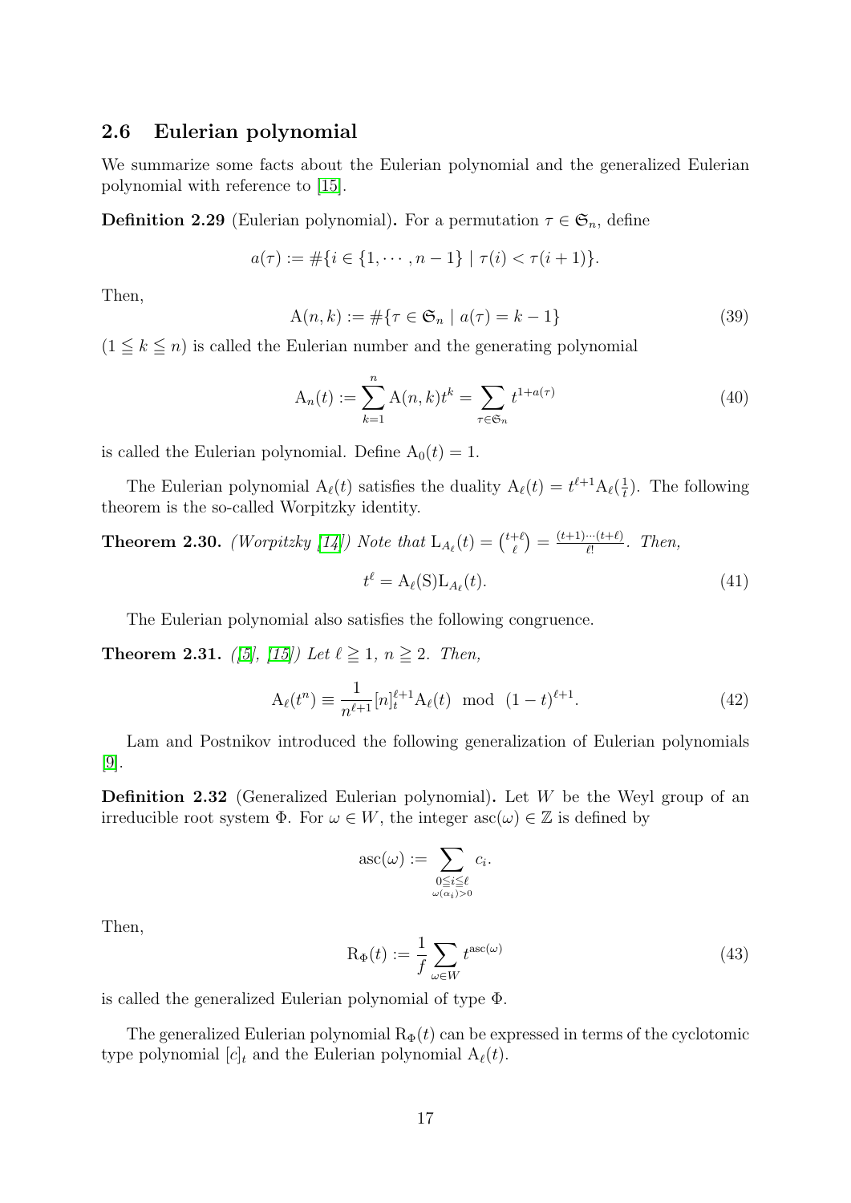## 2.6 Eulerian polynomial

We summarize some facts about the Eulerian polynomial and the generalized Eulerian polynomial with reference to [15].

**Definition 2.29** (Eulerian polynomial)**.** For a permutation $\tau \in \mathfrak{S}_n$, define

$$a(\tau) := \#\{i \in \{1, \cdots, n-1\} \mid \tau(i) < \tau(i+1)\}.$$

Then,

$$\mathrm{A}(n,k) := \#\{\tau \in \mathfrak{S}_n \mid a(\tau) = k-1\} \tag{39}$$

($1 \leqq k \leqq n$) is called the Eulerian number and the generating polynomial

$$\mathrm{A}_n(t) := \sum_{k=1}^{n} \mathrm{A}(n,k) t^k = \sum_{\tau \in \mathfrak{S}_n} t^{1+a(\tau)} \tag{40}$$

is called the Eulerian polynomial. Define $\mathrm{A}_0(t) = 1$.

The Eulerian polynomial $\mathrm{A}_\ell(t)$ satisfies the duality $\mathrm{A}_\ell(t) = t^{\ell+1}\mathrm{A}_\ell(\frac{1}{t})$. The following theorem is the so-called Worpitzky identity.

**Theorem 2.30.** *(Worpitzky [14]) Note that* $\mathrm{L}_{A_\ell}(t) = \binom{t+\ell}{\ell} = \frac{(t+1)\cdots(t+\ell)}{\ell!}$*. Then,*

$$t^\ell = \mathrm{A}_\ell(\mathrm{S})\mathrm{L}_{A_\ell}(t). \tag{41}$$

The Eulerian polynomial also satisfies the following congruence.

**Theorem 2.31.** *([5], [15]) Let* $\ell \geqq 1$*,* $n \geqq 2$*. Then,*

$$\mathrm{A}_\ell(t^n) \equiv \frac{1}{n^{\ell+1}}[n]_t^{\ell+1}\mathrm{A}_\ell(t) \mod (1-t)^{\ell+1}. \tag{42}$$

Lam and Postnikov introduced the following generalization of Eulerian polynomials [9].

**Definition 2.32** (Generalized Eulerian polynomial)**.** Let $W$ be the Weyl group of an irreducible root system $\Phi$. For $\omega \in W$, the integer $\mathrm{asc}(\omega) \in \mathbb{Z}$ is defined by

$$\mathrm{asc}(\omega) := \sum_{\substack{0 \leq i \leq \ell \\ \omega(\alpha_i) > 0}} c_i.$$

Then,

$$\mathrm{R}_\Phi(t) := \frac{1}{f}\sum_{\omega \in W} t^{\mathrm{asc}(\omega)} \tag{43}$$

is called the generalized Eulerian polynomial of type $\Phi$.

The generalized Eulerian polynomial $\mathrm{R}_\Phi(t)$ can be expressed in terms of the cyclotomic type polynomial $[c]_t$ and the Eulerian polynomial $\mathrm{A}_\ell(t)$.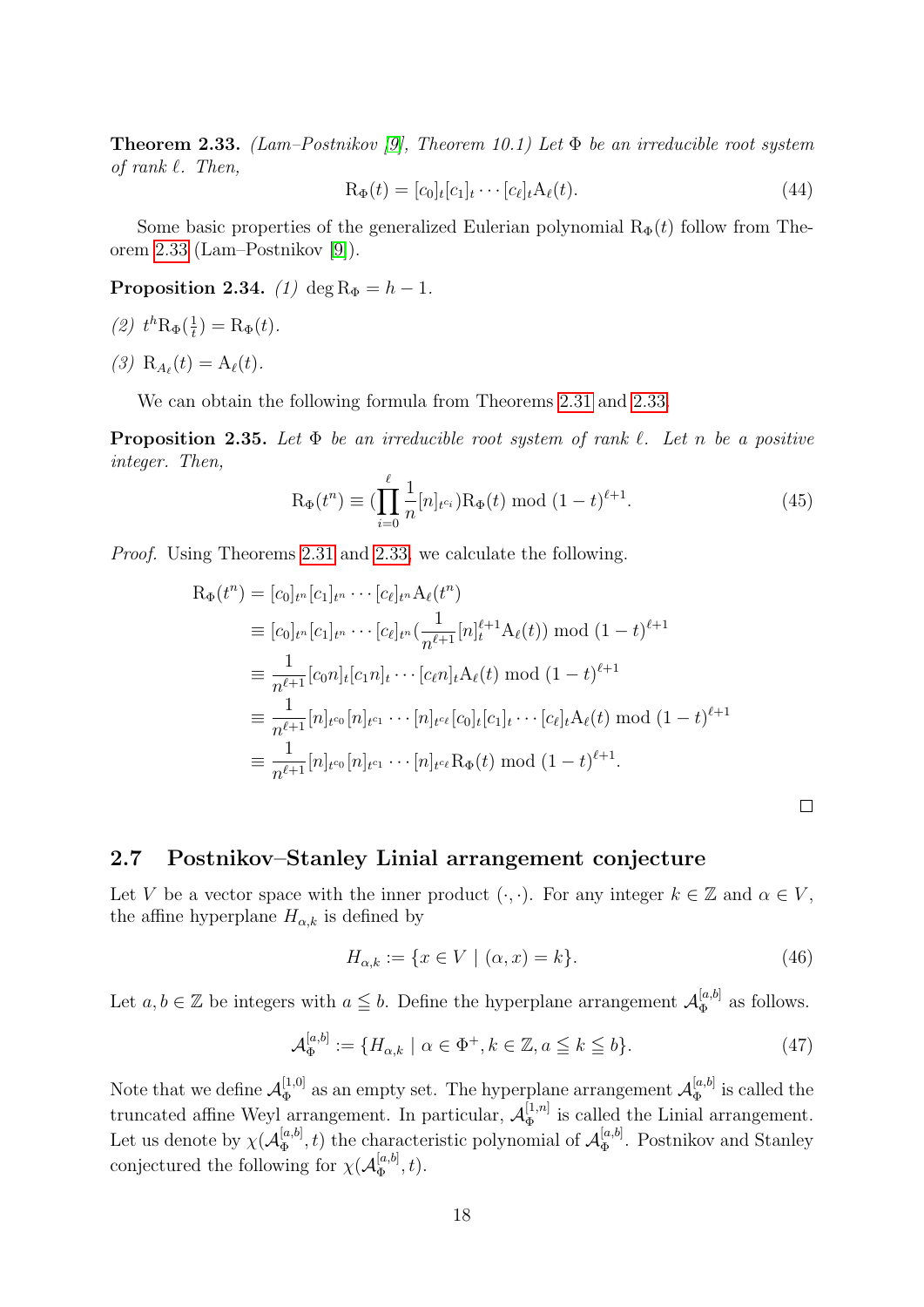**Theorem 2.33.** *(Lam–Postnikov [9], Theorem 10.1) Let $\Phi$ be an irreducible root system of rank $\ell$. Then,*

$$\mathrm{R}_\Phi(t) = [c_0]_t [c_1]_t \cdots [c_\ell]_t \mathrm{A}_\ell(t). \tag{44}$$

Some basic properties of the generalized Eulerian polynomial $\mathrm{R}_\Phi(t)$ follow from Theorem 2.33 (Lam–Postnikov [9]).

**Proposition 2.34.** *(1)* $\deg \mathrm{R}_\Phi = h - 1$.

*(2)* $t^h \mathrm{R}_\Phi(\frac{1}{t}) = \mathrm{R}_\Phi(t)$.

*(3)* $\mathrm{R}_{A_\ell}(t) = \mathrm{A}_\ell(t)$.

We can obtain the following formula from Theorems 2.31 and 2.33.

**Proposition 2.35.** *Let $\Phi$ be an irreducible root system of rank $\ell$. Let $n$ be a positive integer. Then,*

$$\mathrm{R}_\Phi(t^n) \equiv (\prod_{i=0}^{\ell} \frac{1}{n} [n]_{t^{c_i}}) \mathrm{R}_\Phi(t) \bmod (1-t)^{\ell+1}. \tag{45}$$

*Proof.* Using Theorems 2.31 and 2.33, we calculate the following.

$$\begin{aligned}
\mathrm{R}_\Phi(t^n) &= [c_0]_{t^n} [c_1]_{t^n} \cdots [c_\ell]_{t^n} \mathrm{A}_\ell(t^n) \\
&\equiv [c_0]_{t^n} [c_1]_{t^n} \cdots [c_\ell]_{t^n} (\frac{1}{n^{\ell+1}} [n]_t^{\ell+1} \mathrm{A}_\ell(t)) \bmod (1-t)^{\ell+1} \\
&\equiv \frac{1}{n^{\ell+1}} [c_0 n]_t [c_1 n]_t \cdots [c_\ell n]_t \mathrm{A}_\ell(t) \bmod (1-t)^{\ell+1} \\
&\equiv \frac{1}{n^{\ell+1}} [n]_{t^{c_0}} [n]_{t^{c_1}} \cdots [n]_{t^{c_\ell}} [c_0]_t [c_1]_t \cdots [c_\ell]_t \mathrm{A}_\ell(t) \bmod (1-t)^{\ell+1} \\
&\equiv \frac{1}{n^{\ell+1}} [n]_{t^{c_0}} [n]_{t^{c_1}} \cdots [n]_{t^{c_\ell}} \mathrm{R}_\Phi(t) \bmod (1-t)^{\ell+1}.
\end{aligned}$$

□

## 2.7 Postnikov–Stanley Linial arrangement conjecture

Let $V$ be a vector space with the inner product $(\cdot,\cdot)$. For any integer $k \in \mathbb{Z}$ and $\alpha \in V$, the affine hyperplane $H_{\alpha,k}$ is defined by

$$H_{\alpha,k} := \{x \in V \mid (\alpha, x) = k\}. \tag{46}$$

Let $a, b \in \mathbb{Z}$ be integers with $a \leqq b$. Define the hyperplane arrangement $\mathcal{A}_\Phi^{[a,b]}$ as follows.

$$\mathcal{A}_\Phi^{[a,b]} := \{H_{\alpha,k} \mid \alpha \in \Phi^+, k \in \mathbb{Z}, a \leqq k \leqq b\}. \tag{47}$$

Note that we define $\mathcal{A}_\Phi^{[1,0]}$ as an empty set. The hyperplane arrangement $\mathcal{A}_\Phi^{[a,b]}$ is called the truncated affine Weyl arrangement. In particular, $\mathcal{A}_\Phi^{[1,n]}$ is called the Linial arrangement. Let us denote by $\chi(\mathcal{A}_\Phi^{[a,b]}, t)$ the characteristic polynomial of $\mathcal{A}_\Phi^{[a,b]}$. Postnikov and Stanley conjectured the following for $\chi(\mathcal{A}_\Phi^{[a,b]}, t)$.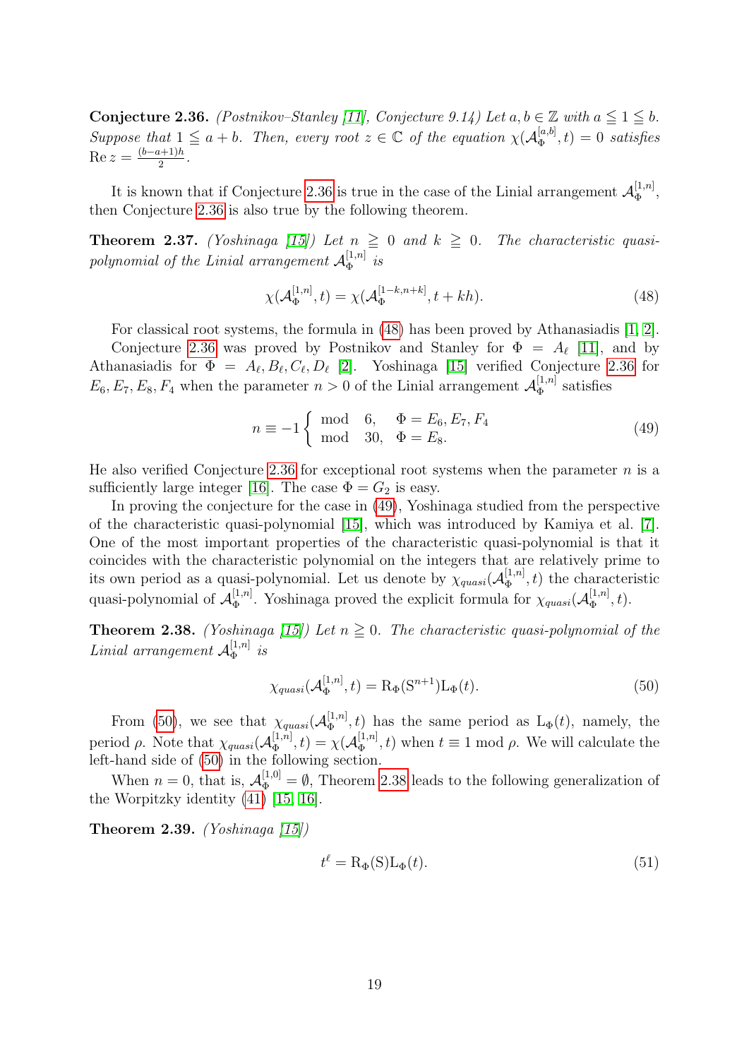**Conjecture 2.36.** *(Postnikov–Stanley [11], Conjecture 9.14) Let $a, b \in \mathbb{Z}$ with $a \leqq 1 \leqq b$. Suppose that $1 \leqq a + b$. Then, every root $z \in \mathbb{C}$ of the equation $\chi(\mathcal{A}_\Phi^{[a,b]}, t) = 0$ satisfies $\operatorname{Re} z = \frac{(b-a+1)h}{2}$.*

It is known that if Conjecture 2.36 is true in the case of the Linial arrangement $\mathcal{A}_\Phi^{[1,n]}$, then Conjecture 2.36 is also true by the following theorem.

**Theorem 2.37.** *(Yoshinaga [15]) Let $n \geqq 0$ and $k \geqq 0$. The characteristic quasi-polynomial of the Linial arrangement $\mathcal{A}_\Phi^{[1,n]}$ is*

$$\chi(\mathcal{A}_\Phi^{[1,n]}, t) = \chi(\mathcal{A}_\Phi^{[1-k,n+k]}, t + kh). \tag{48}$$

For classical root systems, the formula in (48) has been proved by Athanasiadis [1, 2].

Conjecture 2.36 was proved by Postnikov and Stanley for $\Phi = A_\ell$ [11], and by Athanasiadis for $\Phi = A_\ell, B_\ell, C_\ell, D_\ell$ [2]. Yoshinaga [15] verified Conjecture 2.36 for $E_6, E_7, E_8, F_4$ when the parameter $n > 0$ of the Linial arrangement $\mathcal{A}_\Phi^{[1,n]}$ satisfies

$$n \equiv -1 \begin{cases} \bmod \quad 6, & \Phi = E_6, E_7, F_4 \\ \bmod \quad 30, & \Phi = E_8. \end{cases} \tag{49}$$

He also verified Conjecture 2.36 for exceptional root systems when the parameter $n$ is a sufficiently large integer [16]. The case $\Phi = G_2$ is easy.

In proving the conjecture for the case in (49), Yoshinaga studied from the perspective of the characteristic quasi-polynomial [15], which was introduced by Kamiya et al. [7]. One of the most important properties of the characteristic quasi-polynomial is that it coincides with the characteristic polynomial on the integers that are relatively prime to its own period as a quasi-polynomial. Let us denote by $\chi_{quasi}(\mathcal{A}_\Phi^{[1,n]}, t)$ the characteristic quasi-polynomial of $\mathcal{A}_\Phi^{[1,n]}$. Yoshinaga proved the explicit formula for $\chi_{quasi}(\mathcal{A}_\Phi^{[1,n]}, t)$.

**Theorem 2.38.** *(Yoshinaga [15]) Let $n \geqq 0$. The characteristic quasi-polynomial of the Linial arrangement $\mathcal{A}_\Phi^{[1,n]}$ is*

$$\chi_{quasi}(\mathcal{A}_\Phi^{[1,n]}, t) = \mathrm{R}_\Phi(\mathrm{S}^{n+1})\mathrm{L}_\Phi(t). \tag{50}$$

From (50), we see that $\chi_{quasi}(\mathcal{A}_\Phi^{[1,n]}, t)$ has the same period as $\mathrm{L}_\Phi(t)$, namely, the period $\rho$. Note that $\chi_{quasi}(\mathcal{A}_\Phi^{[1,n]}, t) = \chi(\mathcal{A}_\Phi^{[1,n]}, t)$ when $t \equiv 1 \bmod \rho$. We will calculate the left-hand side of (50) in the following section.

When $n = 0$, that is, $\mathcal{A}_\Phi^{[1,0]} = \emptyset$, Theorem 2.38 leads to the following generalization of the Worpitzky identity (41) [15, 16].

**Theorem 2.39.** *(Yoshinaga [15])*

$$t^\ell = \mathrm{R}_\Phi(\mathrm{S})\mathrm{L}_\Phi(t). \tag{51}$$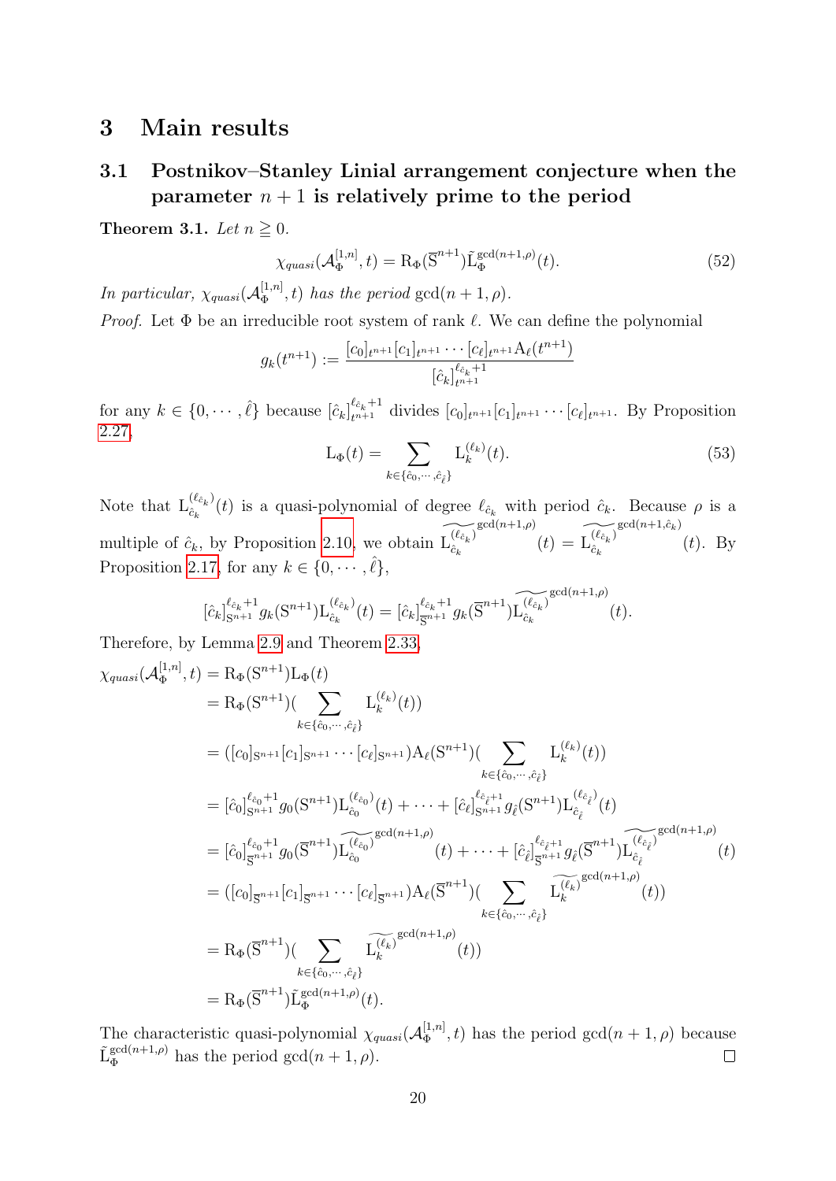# 3 Main results

## 3.1 Postnikov–Stanley Linial arrangement conjecture when the parameter $n+1$ is relatively prime to the period

**Theorem 3.1.** *Let $n \geqq 0$.*

$$\chi_{quasi}(\mathcal{A}_{\Phi}^{[1,n]}, t) = \mathrm{R}_{\Phi}(\overline{\mathrm{S}}^{n+1})\tilde{\mathrm{L}}_{\Phi}^{\gcd(n+1,\rho)}(t). \tag{52}$$

*In particular, $\chi_{quasi}(\mathcal{A}_{\Phi}^{[1,n]}, t)$ has the period $\gcd(n+1,\rho)$.*

*Proof.* Let $\Phi$ be an irreducible root system of rank $\ell$. We can define the polynomial

$$g_k(t^{n+1}) := \frac{[c_0]_{t^{n+1}}[c_1]_{t^{n+1}}\cdots[c_\ell]_{t^{n+1}}\mathrm{A}_\ell(t^{n+1})}{[\hat{c}_k]_{t^{n+1}}^{\ell_{\hat{c}_k}+1}}$$

for any $k \in \{0, \cdots, \hat{\ell}\}$ because $[\hat{c}_k]_{t^{n+1}}^{\ell_{\hat{c}_k}+1}$ divides $[c_0]_{t^{n+1}}[c_1]_{t^{n+1}}\cdots[c_\ell]_{t^{n+1}}$. By Proposition 2.27,

$$\mathrm{L}_{\Phi}(t) = \sum_{k \in \{\hat{c}_0, \cdots, \hat{c}_{\hat{\ell}}\}} \mathrm{L}_k^{(\ell_k)}(t). \tag{53}$$

Note that $\mathrm{L}_{\hat{c}_k}^{(\ell_{\hat{c}_k})}(t)$ is a quasi-polynomial of degree $\ell_{\hat{c}_k}$ with period $\hat{c}_k$. Because $\rho$ is a multiple of $\hat{c}_k$, by Proposition 2.10, we obtain $\widetilde{\mathrm{L}_{\hat{c}_k}^{(\ell_{\hat{c}_k})}}^{\gcd(n+1,\rho)}(t) = \widetilde{\mathrm{L}_{\hat{c}_k}^{(\ell_{\hat{c}_k})}}^{\gcd(n+1,\hat{c}_k)}(t)$. By Proposition 2.17, for any $k \in \{0, \cdots, \hat{\ell}\}$,

$$[\hat{c}_k]_{\mathrm{S}^{n+1}}^{\ell_{\hat{c}_k}+1} g_k(\mathrm{S}^{n+1})\mathrm{L}_{\hat{c}_k}^{(\ell_{\hat{c}_k})}(t) = [\hat{c}_k]_{\overline{\mathrm{S}}^{n+1}}^{\ell_{\hat{c}_k}+1} g_k(\overline{\mathrm{S}}^{n+1})\widetilde{\mathrm{L}_{\hat{c}_k}^{(\ell_{\hat{c}_k})}}^{\gcd(n+1,\rho)}(t).$$

Therefore, by Lemma 2.9 and Theorem 2.33,

$$\begin{aligned}
\chi_{quasi}(\mathcal{A}_{\Phi}^{[1,n]}, t) &= \mathrm{R}_{\Phi}(\mathrm{S}^{n+1})\mathrm{L}_{\Phi}(t) \\
&= \mathrm{R}_{\Phi}(\mathrm{S}^{n+1})\Big(\sum_{k \in \{\hat{c}_0, \cdots, \hat{c}_{\hat{\ell}}\}} \mathrm{L}_k^{(\ell_k)}(t)\Big) \\
&= ([c_0]_{\mathrm{S}^{n+1}}[c_1]_{\mathrm{S}^{n+1}}\cdots[c_\ell]_{\mathrm{S}^{n+1}})\mathrm{A}_\ell(\mathrm{S}^{n+1})\Big(\sum_{k \in \{\hat{c}_0, \cdots, \hat{c}_{\hat{\ell}}\}} \mathrm{L}_k^{(\ell_k)}(t)\Big) \\
&= [\hat{c}_0]_{\mathrm{S}^{n+1}}^{\ell_{\hat{c}_0}+1} g_0(\mathrm{S}^{n+1})\mathrm{L}_{\hat{c}_0}^{(\ell_{\hat{c}_0})}(t) + \cdots + [\hat{c}_{\hat{\ell}}]_{\mathrm{S}^{n+1}}^{\ell_{\hat{c}_{\hat{\ell}}}+1} g_{\hat{\ell}}(\mathrm{S}^{n+1})\mathrm{L}_{\hat{c}_{\hat{\ell}}}^{(\ell_{\hat{c}_{\hat{\ell}}})}(t) \\
&= [\hat{c}_0]_{\overline{\mathrm{S}}^{n+1}}^{\ell_{\hat{c}_0}+1} g_0(\overline{\mathrm{S}}^{n+1})\widetilde{\mathrm{L}_{\hat{c}_0}^{(\ell_{\hat{c}_0})}}^{\gcd(n+1,\rho)}(t) + \cdots + [\hat{c}_{\hat{\ell}}]_{\overline{\mathrm{S}}^{n+1}}^{\ell_{\hat{c}_{\hat{\ell}}}+1} g_{\hat{\ell}}(\overline{\mathrm{S}}^{n+1})\widetilde{\mathrm{L}_{\hat{c}_{\hat{\ell}}}^{(\ell_{\hat{c}_{\hat{\ell}}})}}^{\gcd(n+1,\rho)}(t) \\
&= ([c_0]_{\overline{\mathrm{S}}^{n+1}}[c_1]_{\overline{\mathrm{S}}^{n+1}}\cdots[c_\ell]_{\overline{\mathrm{S}}^{n+1}})\mathrm{A}_\ell(\overline{\mathrm{S}}^{n+1})\Big(\sum_{k \in \{\hat{c}_0, \cdots, \hat{c}_{\hat{\ell}}\}} \widetilde{\mathrm{L}_k^{(\ell_k)}}^{\gcd(n+1,\rho)}(t)\Big) \\
&= \mathrm{R}_{\Phi}(\overline{\mathrm{S}}^{n+1})\Big(\sum_{k \in \{\hat{c}_0, \cdots, \hat{c}_{\hat{\ell}}\}} \widetilde{\mathrm{L}_k^{(\ell_k)}}^{\gcd(n+1,\rho)}(t)\Big) \\
&= \mathrm{R}_{\Phi}(\overline{\mathrm{S}}^{n+1})\tilde{\mathrm{L}}_{\Phi}^{\gcd(n+1,\rho)}(t).
\end{aligned}$$

The characteristic quasi-polynomial $\chi_{quasi}(\mathcal{A}_{\Phi}^{[1,n]}, t)$ has the period $\gcd(n+1,\rho)$ because $\tilde{\mathrm{L}}_{\Phi}^{\gcd(n+1,\rho)}$ has the period $\gcd(n+1,\rho)$. $\square$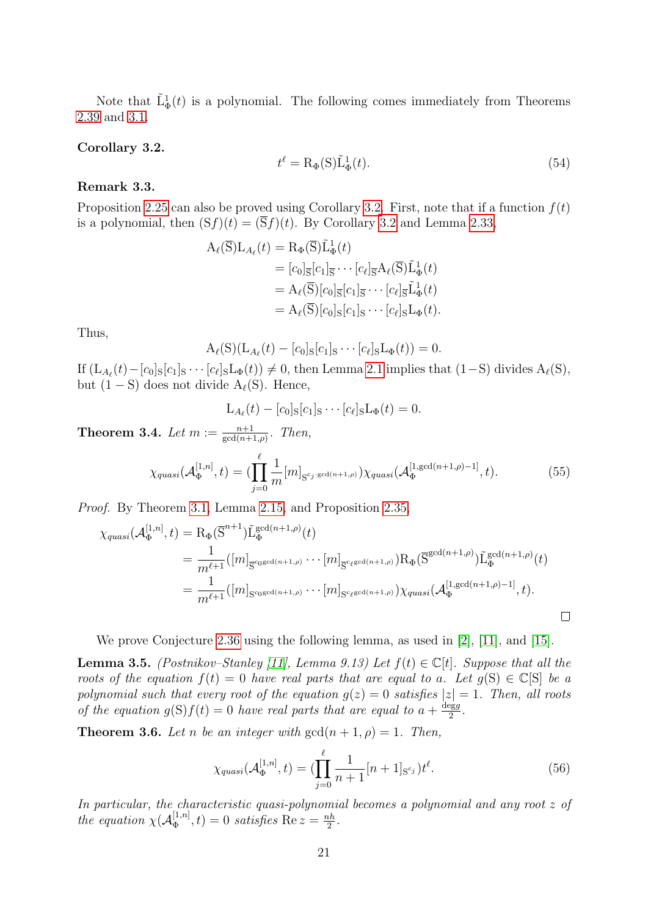Note that $\tilde{\mathrm{L}}^1_\Phi(t)$ is a polynomial. The following comes immediately from Theorems 2.39 and 3.1.

**Corollary 3.2.**

$$t^\ell = \mathrm{R}_\Phi(\mathrm{S})\tilde{\mathrm{L}}^1_\Phi(t). \tag{54}$$

**Remark 3.3.**

Proposition 2.25 can also be proved using Corollary 3.2. First, note that if a function $f(t)$ is a polynomial, then $(\mathrm{S}f)(t) = (\overline{\mathrm{S}}f)(t)$. By Corollary 3.2 and Lemma 2.33,

$$\begin{aligned}
\mathrm{A}_\ell(\overline{\mathrm{S}})\mathrm{L}_{A_\ell}(t) &= \mathrm{R}_\Phi(\overline{\mathrm{S}})\tilde{\mathrm{L}}^1_\Phi(t) \\
&= [c_0]_{\overline{\mathrm{S}}}[c_1]_{\overline{\mathrm{S}}}\cdots[c_\ell]_{\overline{\mathrm{S}}}\mathrm{A}_\ell(\overline{\mathrm{S}})\tilde{\mathrm{L}}^1_\Phi(t) \\
&= \mathrm{A}_\ell(\overline{\mathrm{S}})[c_0]_{\overline{\mathrm{S}}}[c_1]_{\overline{\mathrm{S}}}\cdots[c_\ell]_{\overline{\mathrm{S}}}\tilde{\mathrm{L}}^1_\Phi(t) \\
&= \mathrm{A}_\ell(\overline{\mathrm{S}})[c_0]_{\mathrm{S}}[c_1]_{\mathrm{S}}\cdots[c_\ell]_{\mathrm{S}}\mathrm{L}_\Phi(t).
\end{aligned}$$

Thus,

$$\mathrm{A}_\ell(\mathrm{S})(\mathrm{L}_{A_\ell}(t) - [c_0]_{\mathrm{S}}[c_1]_{\mathrm{S}}\cdots[c_\ell]_{\mathrm{S}}\mathrm{L}_\Phi(t)) = 0.$$

If $(\mathrm{L}_{A_\ell}(t) - [c_0]_{\mathrm{S}}[c_1]_{\mathrm{S}}\cdots[c_\ell]_{\mathrm{S}}\mathrm{L}_\Phi(t)) \neq 0$, then Lemma 2.1 implies that $(1-\mathrm{S})$ divides $\mathrm{A}_\ell(\mathrm{S})$, but $(1-\mathrm{S})$ does not divide $\mathrm{A}_\ell(\mathrm{S})$. Hence,

$$\mathrm{L}_{A_\ell}(t) - [c_0]_{\mathrm{S}}[c_1]_{\mathrm{S}}\cdots[c_\ell]_{\mathrm{S}}\mathrm{L}_\Phi(t) = 0.$$

**Theorem 3.4.** *Let $m := \frac{n+1}{\gcd(n+1,\rho)}$. Then,*

$$\chi_{quasi}(\mathcal{A}^{[1,n]}_\Phi, t) = \Big(\prod_{j=0}^{\ell}\frac{1}{m}[m]_{\mathrm{S}^{c_j\cdot\gcd(n+1,\rho)}}\Big)\chi_{quasi}(\mathcal{A}^{[1,\gcd(n+1,\rho)-1]}_\Phi, t). \tag{55}$$

*Proof.* By Theorem 3.1, Lemma 2.15, and Proposition 2.35,

$$\begin{aligned}
\chi_{quasi}(\mathcal{A}^{[1,n]}_\Phi, t) &= \mathrm{R}_\Phi(\overline{\mathrm{S}}^{n+1})\tilde{\mathrm{L}}^{\gcd(n+1,\rho)}_\Phi(t) \\
&= \frac{1}{m^{\ell+1}}([m]_{\overline{\mathrm{S}}^{c_0\gcd(n+1,\rho)}}\cdots[m]_{\overline{\mathrm{S}}^{c_\ell\gcd(n+1,\rho)}})\mathrm{R}_\Phi(\overline{\mathrm{S}}^{\gcd(n+1,\rho)})\tilde{\mathrm{L}}^{\gcd(n+1,\rho)}_\Phi(t) \\
&= \frac{1}{m^{\ell+1}}([m]_{\mathrm{S}^{c_0\gcd(n+1,\rho)}}\cdots[m]_{\mathrm{S}^{c_\ell\gcd(n+1,\rho)}})\chi_{quasi}(\mathcal{A}^{[1,\gcd(n+1,\rho)-1]}_\Phi, t).
\end{aligned}$$

∎

We prove Conjecture 2.36 using the following lemma, as used in [2], [11], and [15].

**Lemma 3.5.** *(Postnikov–Stanley [11], Lemma 9.13) Let $f(t) \in \mathbb{C}[t]$. Suppose that all the roots of the equation $f(t) = 0$ have real parts that are equal to $a$. Let $g(\mathrm{S}) \in \mathbb{C}[\mathrm{S}]$ be a polynomial such that every root of the equation $g(z) = 0$ satisfies $|z| = 1$. Then, all roots of the equation $g(\mathrm{S})f(t) = 0$ have real parts that are equal to $a + \frac{\deg g}{2}$.*

**Theorem 3.6.** *Let $n$ be an integer with $\gcd(n+1,\rho) = 1$. Then,*

$$\chi_{quasi}(\mathcal{A}^{[1,n]}_\Phi, t) = \Big(\prod_{j=0}^{\ell}\frac{1}{n+1}[n+1]_{\mathrm{S}^{c_j}}\Big)t^\ell. \tag{56}$$

*In particular, the characteristic quasi-polynomial becomes a polynomial and any root $z$ of the equation $\chi(\mathcal{A}^{[1,n]}_\Phi, t) = 0$ satisfies $\operatorname{Re} z = \frac{nh}{2}$.*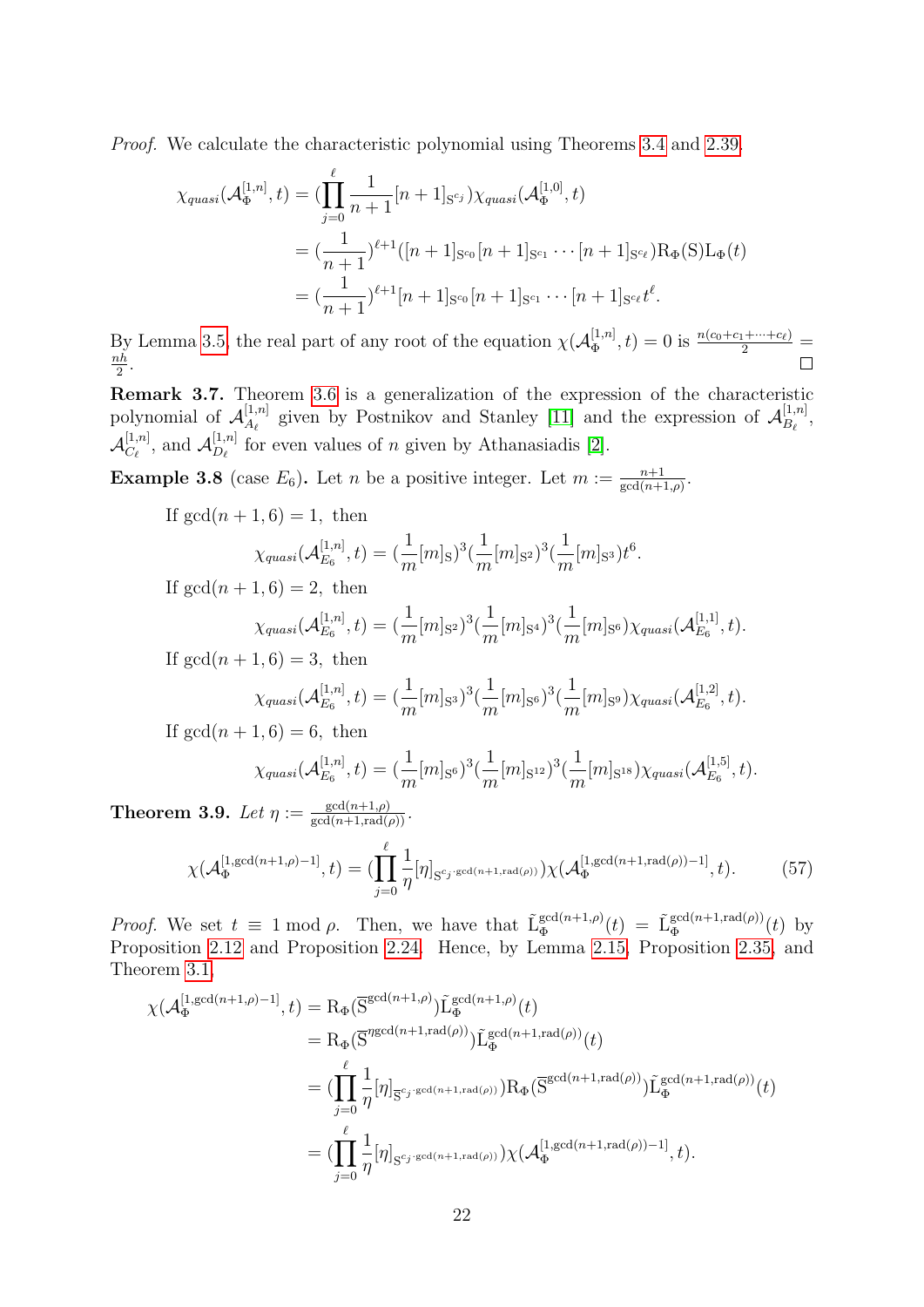*Proof.* We calculate the characteristic polynomial using Theorems 3.4 and 2.39.

$$\begin{aligned}
\chi_{quasi}(\mathcal{A}_{\Phi}^{[1,n]}, t) &= (\prod_{j=0}^{\ell} \frac{1}{n+1}[n+1]_{\mathrm{S}^{c_j}})\chi_{quasi}(\mathcal{A}_{\Phi}^{[1,0]}, t) \\
&= (\frac{1}{n+1})^{\ell+1}([n+1]_{\mathrm{S}^{c_0}}[n+1]_{\mathrm{S}^{c_1}} \cdots [n+1]_{\mathrm{S}^{c_\ell}})\mathrm{R}_{\Phi}(\mathrm{S})\mathrm{L}_{\Phi}(t) \\
&= (\frac{1}{n+1})^{\ell+1}[n+1]_{\mathrm{S}^{c_0}}[n+1]_{\mathrm{S}^{c_1}} \cdots [n+1]_{\mathrm{S}^{c_\ell}} t^{\ell}.
\end{aligned}$$

By Lemma 3.5, the real part of any root of the equation $\chi(\mathcal{A}_{\Phi}^{[1,n]}, t) = 0$ is $\frac{n(c_0+c_1+\cdots+c_\ell)}{2} = \frac{nh}{2}$. □

**Remark 3.7.** Theorem 3.6 is a generalization of the expression of the characteristic polynomial of $\mathcal{A}_{A_\ell}^{[1,n]}$ given by Postnikov and Stanley [11] and the expression of $\mathcal{A}_{B_\ell}^{[1,n]}$, $\mathcal{A}_{C_\ell}^{[1,n]}$, and $\mathcal{A}_{D_\ell}^{[1,n]}$ for even values of $n$ given by Athanasiadis [2].

**Example 3.8** (case $E_6$)**.** Let $n$ be a positive integer. Let $m := \frac{n+1}{\gcd(n+1,\rho)}$.

If $\gcd(n+1,6) = 1$, then

$$\chi_{quasi}(\mathcal{A}_{E_6}^{[1,n]}, t) = (\frac{1}{m}[m]_{\mathrm{S}})^3(\frac{1}{m}[m]_{\mathrm{S}^2})^3(\frac{1}{m}[m]_{\mathrm{S}^3})t^6.$$

If $\gcd(n+1,6) = 2$, then

$$\chi_{quasi}(\mathcal{A}_{E_6}^{[1,n]}, t) = (\frac{1}{m}[m]_{\mathrm{S}^2})^3(\frac{1}{m}[m]_{\mathrm{S}^4})^3(\frac{1}{m}[m]_{\mathrm{S}^6})\chi_{quasi}(\mathcal{A}_{E_6}^{[1,1]}, t).$$

If $\gcd(n+1,6) = 3$, then

$$\chi_{quasi}(\mathcal{A}_{E_6}^{[1,n]}, t) = (\frac{1}{m}[m]_{\mathrm{S}^3})^3(\frac{1}{m}[m]_{\mathrm{S}^6})^3(\frac{1}{m}[m]_{\mathrm{S}^9})\chi_{quasi}(\mathcal{A}_{E_6}^{[1,2]}, t).$$

If $\gcd(n+1,6) = 6$, then

$$\chi_{quasi}(\mathcal{A}_{E_6}^{[1,n]}, t) = (\frac{1}{m}[m]_{\mathrm{S}^6})^3(\frac{1}{m}[m]_{\mathrm{S}^{12}})^3(\frac{1}{m}[m]_{\mathrm{S}^{18}})\chi_{quasi}(\mathcal{A}_{E_6}^{[1,5]}, t).$$

**Theorem 3.9.** *Let* $\eta := \frac{\gcd(n+1,\rho)}{\gcd(n+1,\mathrm{rad}(\rho))}$.

$$\chi(\mathcal{A}_{\Phi}^{[1,\gcd(n+1,\rho)-1]}, t) = (\prod_{j=0}^{\ell} \frac{1}{\eta}[\eta]_{\mathrm{S}^{c_j \cdot \gcd(n+1,\mathrm{rad}(\rho))}})\chi(\mathcal{A}_{\Phi}^{[1,\gcd(n+1,\mathrm{rad}(\rho))-1]}, t). \tag{57}$$

*Proof.* We set $t \equiv 1 \bmod \rho$. Then, we have that $\tilde{\mathrm{L}}_{\Phi}^{\gcd(n+1,\rho)}(t) = \tilde{\mathrm{L}}_{\Phi}^{\gcd(n+1,\mathrm{rad}(\rho))}(t)$ by Proposition 2.12 and Proposition 2.24. Hence, by Lemma 2.15, Proposition 2.35, and Theorem 3.1,

$$\begin{aligned}
\chi(\mathcal{A}_{\Phi}^{[1,\gcd(n+1,\rho)-1]}, t) &= \mathrm{R}_{\Phi}(\overline{\mathrm{S}}^{\gcd(n+1,\rho)})\tilde{\mathrm{L}}_{\Phi}^{\gcd(n+1,\rho)}(t) \\
&= \mathrm{R}_{\Phi}(\overline{\mathrm{S}}^{\eta\gcd(n+1,\mathrm{rad}(\rho))})\tilde{\mathrm{L}}_{\Phi}^{\gcd(n+1,\mathrm{rad}(\rho))}(t) \\
&= (\prod_{j=0}^{\ell} \frac{1}{\eta}[\eta]_{\overline{\mathrm{S}}^{c_j \cdot \gcd(n+1,\mathrm{rad}(\rho))}})\mathrm{R}_{\Phi}(\overline{\mathrm{S}}^{\gcd(n+1,\mathrm{rad}(\rho))})\tilde{\mathrm{L}}_{\Phi}^{\gcd(n+1,\mathrm{rad}(\rho))}(t) \\
&= (\prod_{j=0}^{\ell} \frac{1}{\eta}[\eta]_{\mathrm{S}^{c_j \cdot \gcd(n+1,\mathrm{rad}(\rho))}})\chi(\mathcal{A}_{\Phi}^{[1,\gcd(n+1,\mathrm{rad}(\rho))-1]}, t).
\end{aligned}$$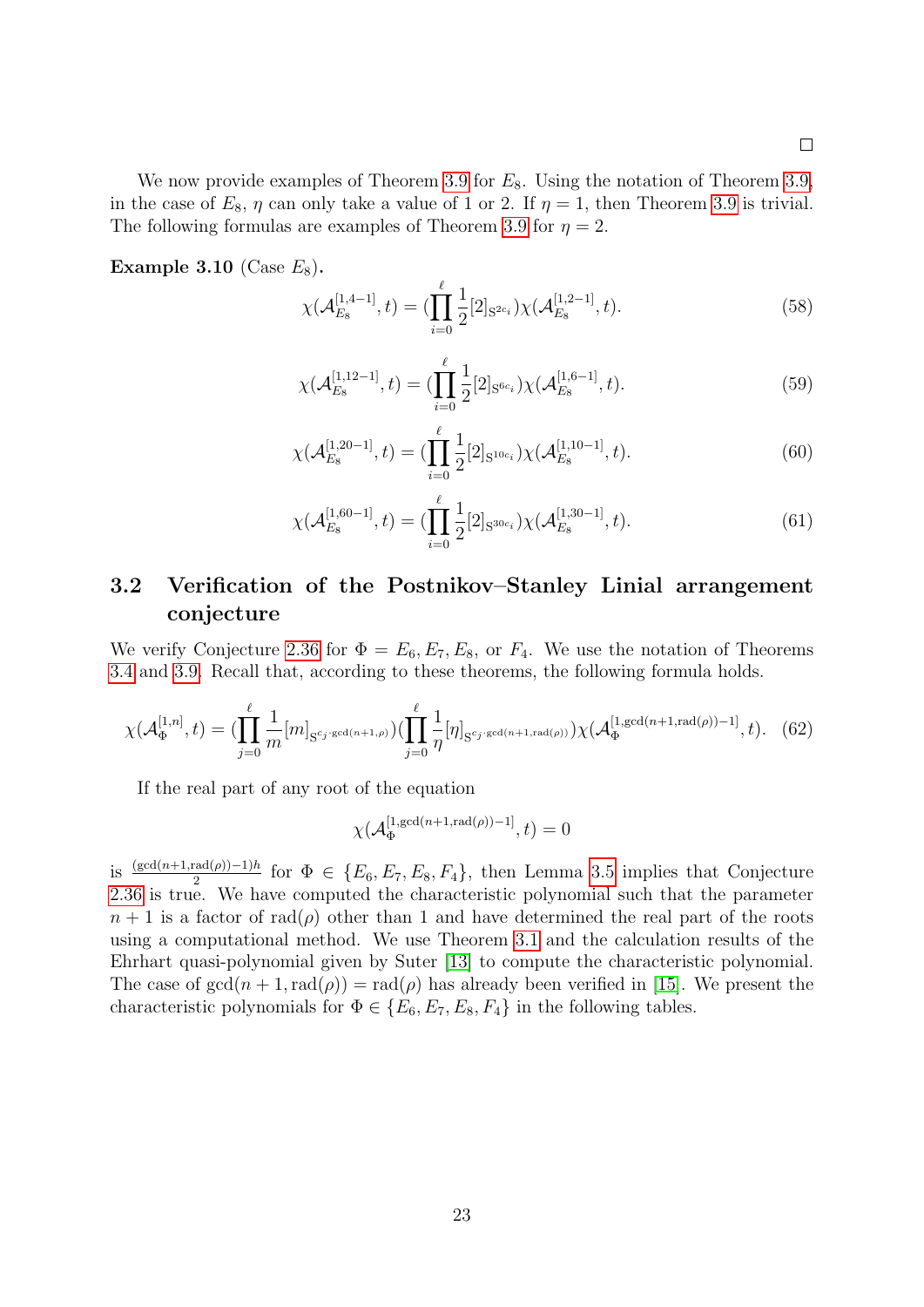□

We now provide examples of Theorem 3.9 for $E_8$. Using the notation of Theorem 3.9, in the case of $E_8$, $\eta$ can only take a value of 1 or 2. If $\eta = 1$, then Theorem 3.9 is trivial. The following formulas are examples of Theorem 3.9 for $\eta = 2$.

**Example 3.10** (Case $E_8$)**.**

$$\chi(\mathcal{A}_{E_8}^{[1,4-1]}, t) = (\prod_{i=0}^{\ell} \frac{1}{2}[2]_{\mathrm{S}^{2c_i}})\chi(\mathcal{A}_{E_8}^{[1,2-1]}, t). \tag{58}$$

$$\chi(\mathcal{A}_{E_8}^{[1,12-1]}, t) = (\prod_{i=0}^{\ell} \frac{1}{2}[2]_{\mathrm{S}^{6c_i}})\chi(\mathcal{A}_{E_8}^{[1,6-1]}, t). \tag{59}$$

$$\chi(\mathcal{A}_{E_8}^{[1,20-1]}, t) = (\prod_{i=0}^{\ell} \frac{1}{2}[2]_{\mathrm{S}^{10c_i}})\chi(\mathcal{A}_{E_8}^{[1,10-1]}, t). \tag{60}$$

$$\chi(\mathcal{A}_{E_8}^{[1,60-1]}, t) = (\prod_{i=0}^{\ell} \frac{1}{2}[2]_{\mathrm{S}^{30c_i}})\chi(\mathcal{A}_{E_8}^{[1,30-1]}, t). \tag{61}$$

## 3.2 Verification of the Postnikov–Stanley Linial arrangement conjecture

We verify Conjecture 2.36 for $\Phi = E_6, E_7, E_8$, or $F_4$. We use the notation of Theorems 3.4 and 3.9. Recall that, according to these theorems, the following formula holds.

$$\chi(\mathcal{A}_{\Phi}^{[1,n]}, t) = (\prod_{j=0}^{\ell} \frac{1}{m}[m]_{\mathrm{S}^{c_j \cdot \gcd(n+1,\rho)}})(\prod_{j=0}^{\ell} \frac{1}{\eta}[\eta]_{\mathrm{S}^{c_j \cdot \gcd(n+1,\mathrm{rad}(\rho))}})\chi(\mathcal{A}_{\Phi}^{[1,\gcd(n+1,\mathrm{rad}(\rho))-1]}, t). \tag{62}$$

If the real part of any root of the equation

$$\chi(\mathcal{A}_{\Phi}^{[1,\gcd(n+1,\mathrm{rad}(\rho))-1]}, t) = 0$$

is $\frac{(\gcd(n+1,\mathrm{rad}(\rho))-1)h}{2}$ for $\Phi \in \{E_6, E_7, E_8, F_4\}$, then Lemma 3.5 implies that Conjecture 2.36 is true. We have computed the characteristic polynomial such that the parameter $n+1$ is a factor of $\mathrm{rad}(\rho)$ other than 1 and have determined the real part of the roots using a computational method. We use Theorem 3.1 and the calculation results of the Ehrhart quasi-polynomial given by Suter [13] to compute the characteristic polynomial. The case of $\gcd(n+1, \mathrm{rad}(\rho)) = \mathrm{rad}(\rho)$ has already been verified in [15]. We present the characteristic polynomials for $\Phi \in \{E_6, E_7, E_8, F_4\}$ in the following tables.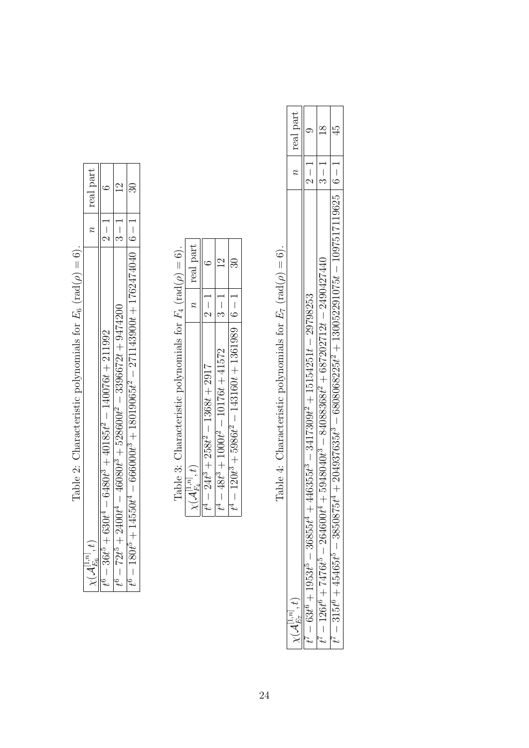Table 2: Characteristic polynomials for $E_6$ ($\mathrm{rad}(\rho) = 6$).

| $\chi(\mathcal{A}_{E_6}^{[1,n]}, t)$ | $n$ | real part |
|---|---|---|
| $t^6 - 36t^5 + 630t^4 - 6480t^3 + 40185t^2 - 140076t + 211992$ | $2-1$ | 6 |
| $t^6 - 72t^5 + 2400t^4 - 46080t^3 + 528600t^2 - 3396672t + 9474200$ | $3-1$ | 12 |
| $t^6 - 180t^5 + 14550t^4 - 666000t^3 + 18019065t^2 - 271143900t + 1762474040$ | $6-1$ | 30 |

Table 3: Characteristic polynomials for $F_4$ ($\mathrm{rad}(\rho) = 6$).

| $\chi(\mathcal{A}_{F_4}^{[1,n]}, t)$ | $n$ | real part |
|---|---|---|
| $t^4 - 24t^3 + 258t^2 - 1368t + 2917$ | $2-1$ | 6 |
| $t^4 - 48t^3 + 1000t^2 - 10176t + 41572$ | $3-1$ | 12 |
| $t^4 - 120t^3 + 5986t^2 - 143160t + 1361989$ | $6-1$ | 30 |

Table 4: Characteristic polynomials for $E_7$ ($\mathrm{rad}(\rho) = 6$).

| $\chi(\mathcal{A}_{E_7}^{[1,n]}, t)$ | $n$ | real part |
|---|---|---|
| $t^7 - 63t^6 + 1953t^5 - 36855t^4 + 446355t^3 - 3417309t^2 + 15154251t - 29798253$ | $2-1$ | 9 |
| $t^7 - 126t^6 + 7476t^5 - 264600t^4 + 5948040t^3 - 84088368t^2 + 687202712t - 2490427440$ | $3-1$ | 18 |
| $t^7 - 315t^6 + 45465t^5 - 3850875t^4 + 204937635t^3 - 6808068225t^2 + 130052291075t - 1097517119625$ | $6-1$ | 45 |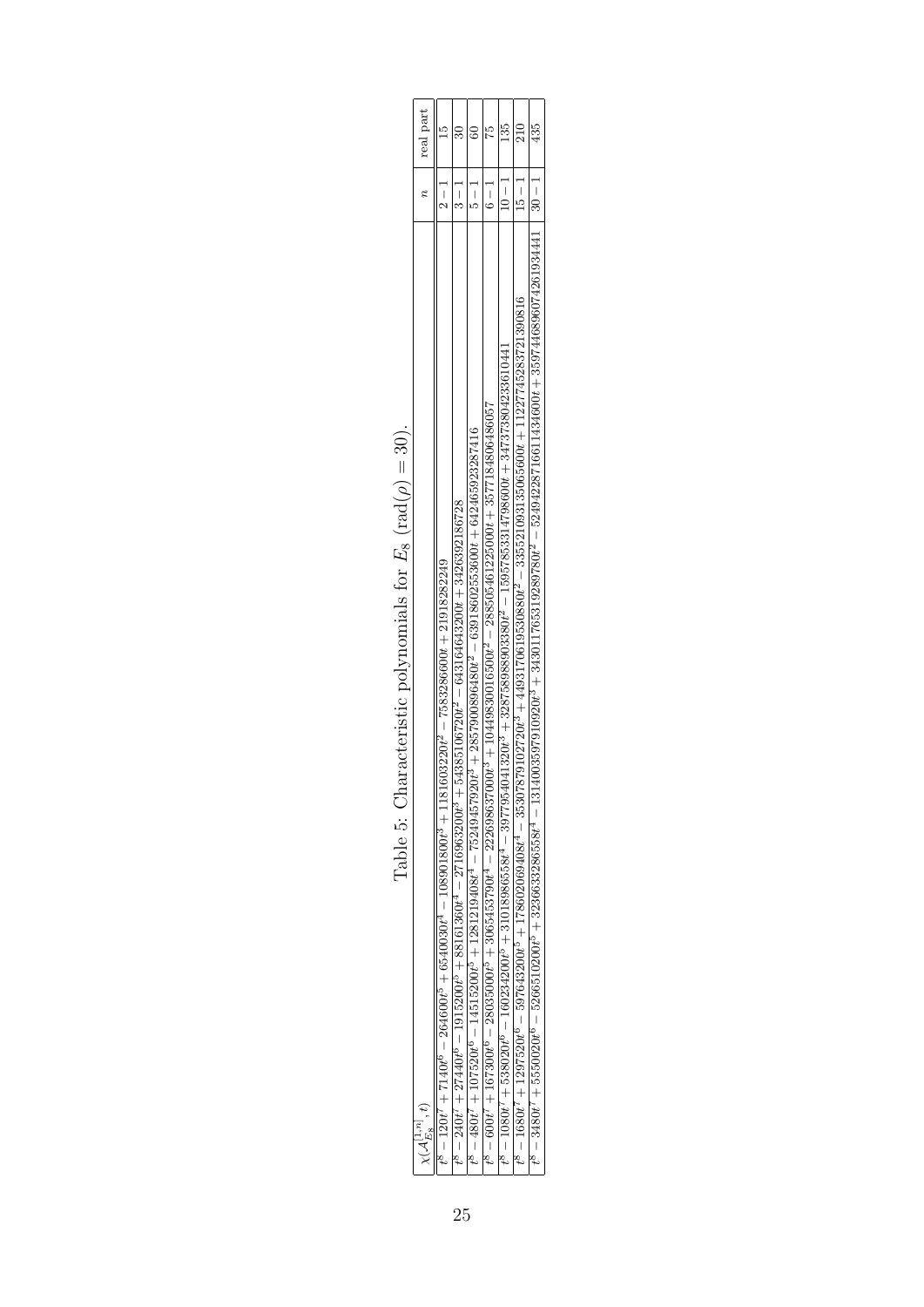Table 5: Characteristic polynomials for $E_8$ ($\mathrm{rad}(\rho) = 30$).

| $\chi(\mathcal{A}_{E_8}^{[1,n]}, t)$ | $n$ | real part |
|---|---|---|
| $t^8 - 120t^7 + 7140t^6 - 264600t^5 + 6540030t^4 - 108901800t^3 + 1181603220t^2 - 7583286600t + 21918282249$ | $2-1$ | 15 |
| $t^8 - 240t^7 + 27440t^6 - 1915200t^5 + 88161360t^4 - 2716963200t^3 + 54385106720t^2 - 643164643200t + 3426392186728$ | $3-1$ | 30 |
| $t^8 - 480t^7 + 107520t^6 - 14515200t^5 + 1281219408t^4 - 75249457920t^3 + 2857900896480t^2 - 63918602553600t + 642465923287416$ | $5-1$ | 60 |
| $t^8 - 600t^7 + 167300t^6 - 28035000t^5 + 3065453790t^4 - 222698637000t^3 + 10449830016500t^2 - 288505461225000t + 3577184806486057$ | $6-1$ | 75 |
| $t^8 - 1080t^7 + 538020t^6 - 160234200t^5 + 31018986558t^4 - 3977954041320t^3 + 328758989903380t^2 - 15957853314798600t + 347373804233610441$ | $10-1$ | 135 |
| $t^8 - 1680t^7 + 1297520t^6 - 597643200t^5 + 178602069408t^4 - 35307879102720t^3 + 4493170619530880t^2 - 335521093135065600t + 11227745283721390816$ | $15-1$ | 210 |
| $t^8 - 3480t^7 + 5550020t^6 - 5266510200t^5 + 3236633286558t^4 - 1314003597910920t^3 + 343011765319289780t^2 - 52494228716611434600t + 3597446896074261934441$ | $30-1$ | 435 |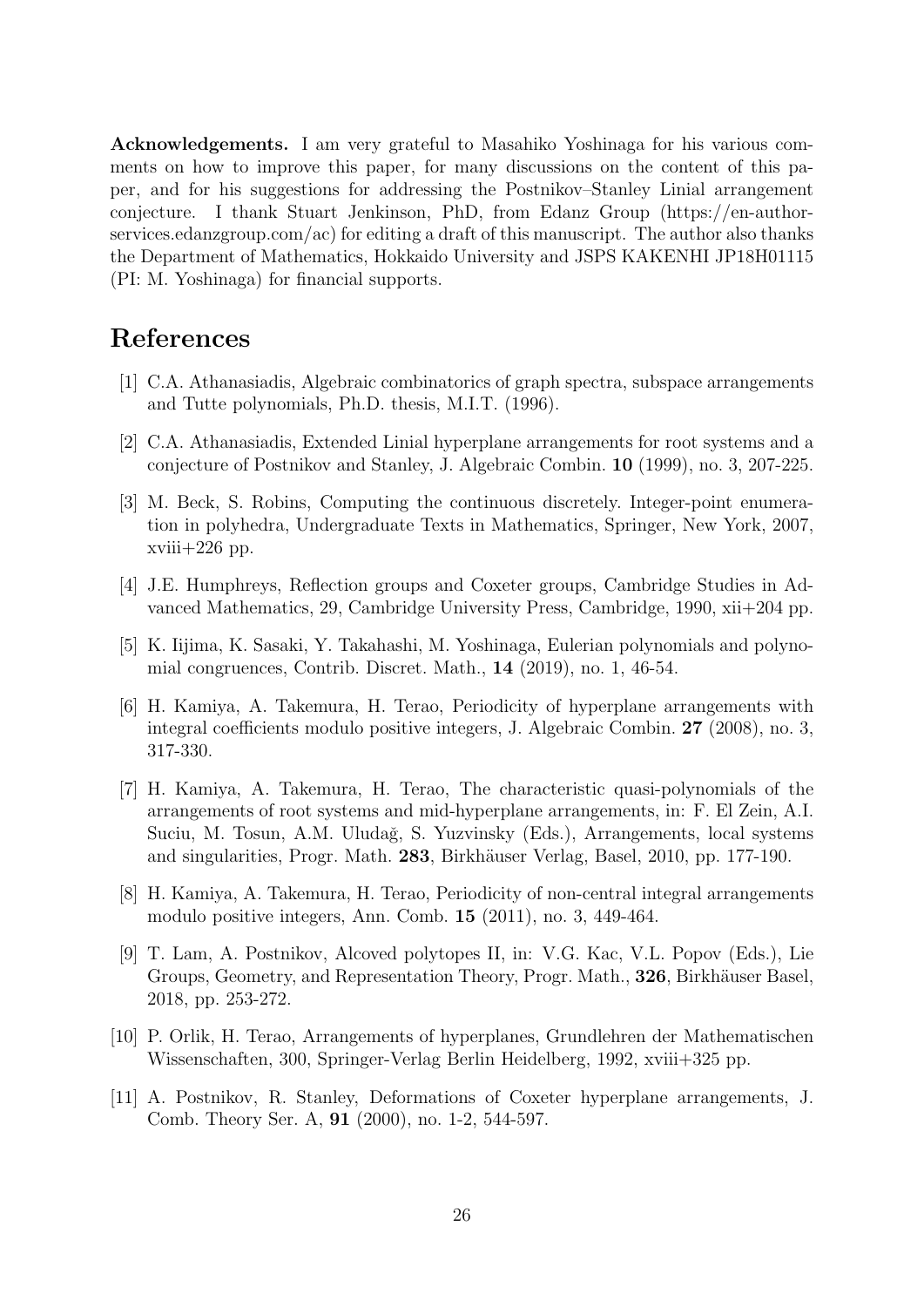**Acknowledgements.** I am very grateful to Masahiko Yoshinaga for his various comments on how to improve this paper, for many discussions on the content of this paper, and for his suggestions for addressing the Postnikov–Stanley Linial arrangement conjecture. I thank Stuart Jenkinson, PhD, from Edanz Group (https://en-author-services.edanzgroup.com/ac) for editing a draft of this manuscript. The author also thanks the Department of Mathematics, Hokkaido University and JSPS KAKENHI JP18H01115 (PI: M. Yoshinaga) for financial supports.

# References

[1] C.A. Athanasiadis, Algebraic combinatorics of graph spectra, subspace arrangements and Tutte polynomials, Ph.D. thesis, M.I.T. (1996).

[2] C.A. Athanasiadis, Extended Linial hyperplane arrangements for root systems and a conjecture of Postnikov and Stanley, J. Algebraic Combin. **10** (1999), no. 3, 207-225.

[3] M. Beck, S. Robins, Computing the continuous discretely. Integer-point enumeration in polyhedra, Undergraduate Texts in Mathematics, Springer, New York, 2007, xviii+226 pp.

[4] J.E. Humphreys, Reflection groups and Coxeter groups, Cambridge Studies in Advanced Mathematics, 29, Cambridge University Press, Cambridge, 1990, xii+204 pp.

[5] K. Iijima, K. Sasaki, Y. Takahashi, M. Yoshinaga, Eulerian polynomials and polynomial congruences, Contrib. Discret. Math., **14** (2019), no. 1, 46-54.

[6] H. Kamiya, A. Takemura, H. Terao, Periodicity of hyperplane arrangements with integral coefficients modulo positive integers, J. Algebraic Combin. **27** (2008), no. 3, 317-330.

[7] H. Kamiya, A. Takemura, H. Terao, The characteristic quasi-polynomials of the arrangements of root systems and mid-hyperplane arrangements, in: F. El Zein, A.I. Suciu, M. Tosun, A.M. Uludağ, S. Yuzvinsky (Eds.), Arrangements, local systems and singularities, Progr. Math. **283**, Birkhäuser Verlag, Basel, 2010, pp. 177-190.

[8] H. Kamiya, A. Takemura, H. Terao, Periodicity of non-central integral arrangements modulo positive integers, Ann. Comb. **15** (2011), no. 3, 449-464.

[9] T. Lam, A. Postnikov, Alcoved polytopes II, in: V.G. Kac, V.L. Popov (Eds.), Lie Groups, Geometry, and Representation Theory, Progr. Math., **326**, Birkhäuser Basel, 2018, pp. 253-272.

[10] P. Orlik, H. Terao, Arrangements of hyperplanes, Grundlehren der Mathematischen Wissenschaften, 300, Springer-Verlag Berlin Heidelberg, 1992, xviii+325 pp.

[11] A. Postnikov, R. Stanley, Deformations of Coxeter hyperplane arrangements, J. Comb. Theory Ser. A, **91** (2000), no. 1-2, 544-597.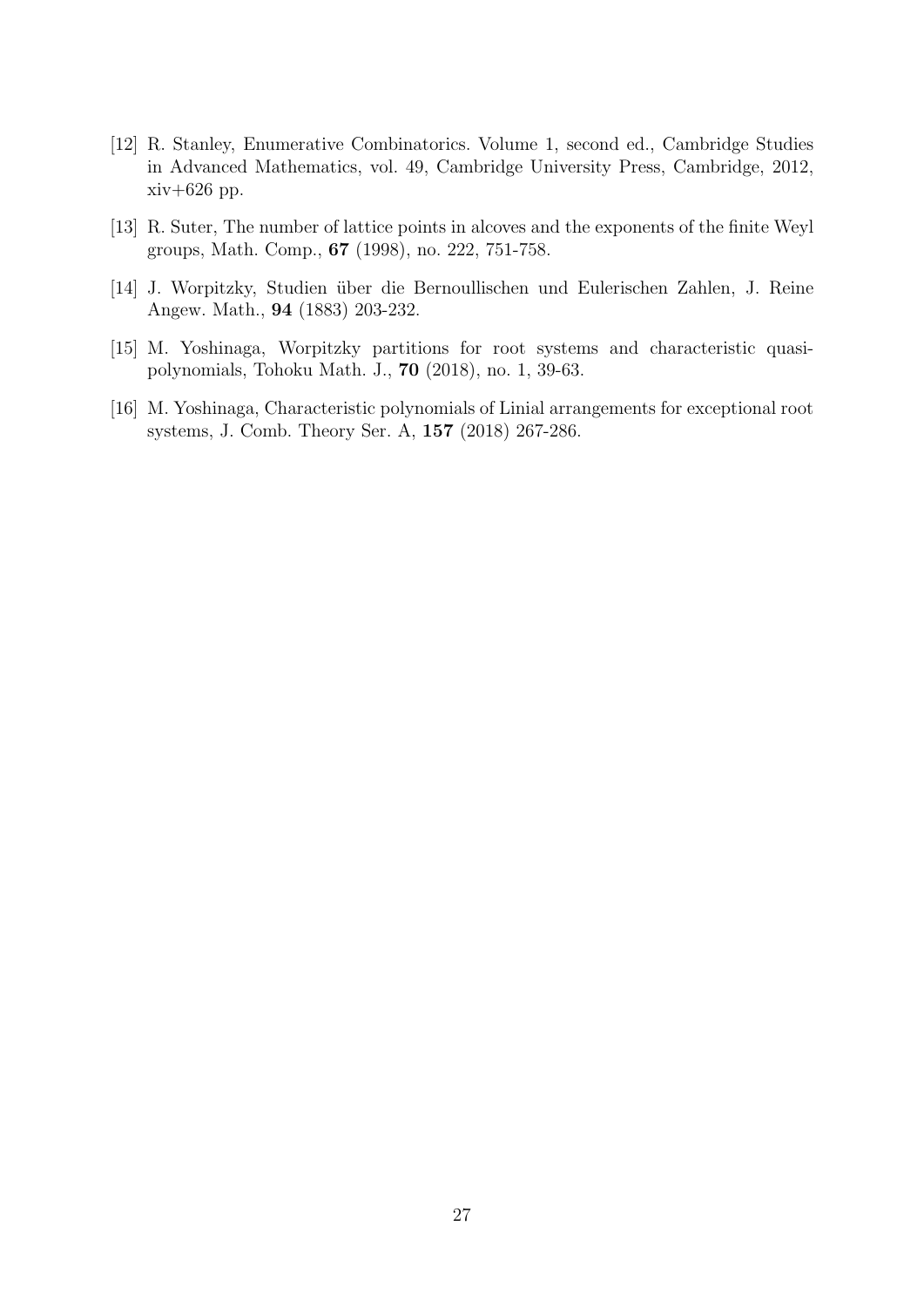[12] R. Stanley, Enumerative Combinatorics. Volume 1, second ed., Cambridge Studies in Advanced Mathematics, vol. 49, Cambridge University Press, Cambridge, 2012, xiv+626 pp.

[13] R. Suter, The number of lattice points in alcoves and the exponents of the finite Weyl groups, Math. Comp., **67** (1998), no. 222, 751-758.

[14] J. Worpitzky, Studien über die Bernoullischen und Eulerischen Zahlen, J. Reine Angew. Math., **94** (1883) 203-232.

[15] M. Yoshinaga, Worpitzky partitions for root systems and characteristic quasi-polynomials, Tohoku Math. J., **70** (2018), no. 1, 39-63.

[16] M. Yoshinaga, Characteristic polynomials of Linial arrangements for exceptional root systems, J. Comb. Theory Ser. A, **157** (2018) 267-286.